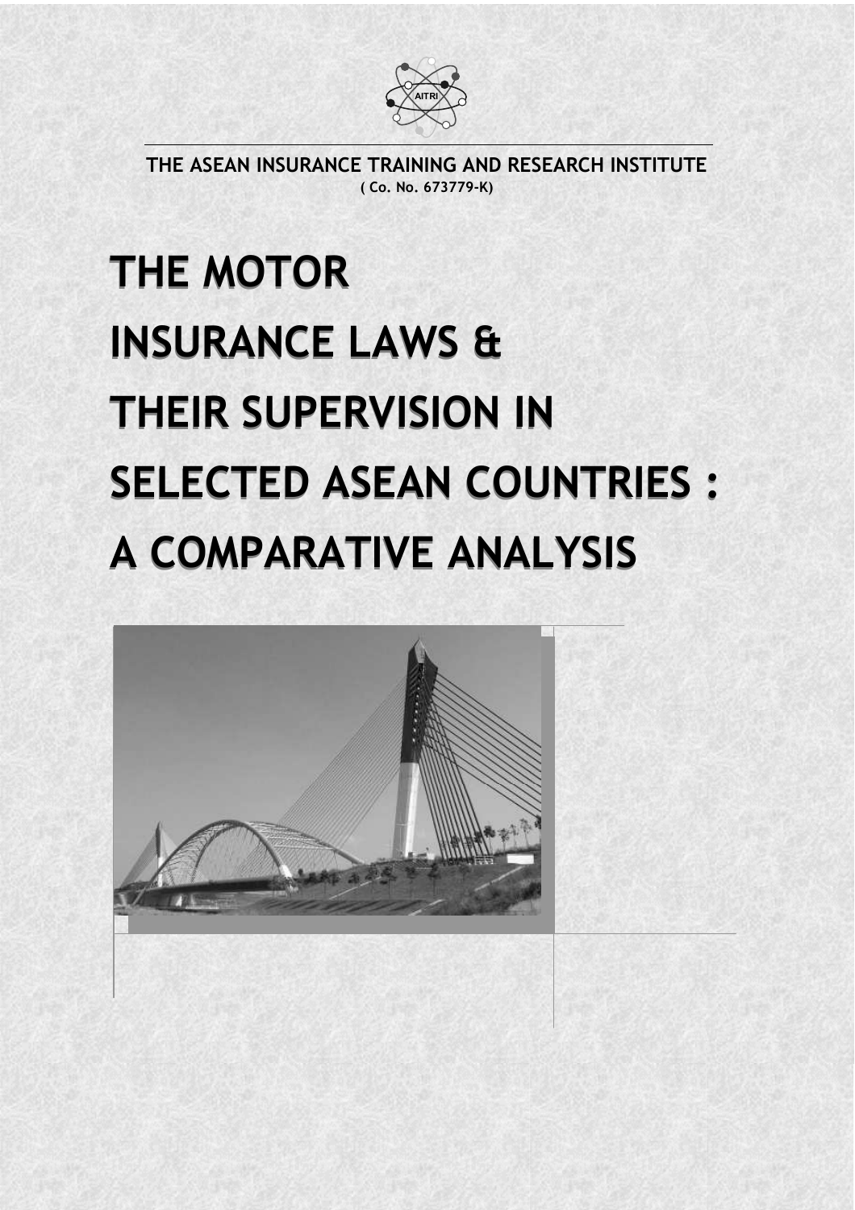THE ASEAN INSURANCE TRAINING AND RESEARCH INSTITUTE
( Co. No. 673779-K)

# THE MOTOR INSURANCE LAWS & THEIR SUPERVISION IN SELECTED ASEAN COUNTRIES : A COMPARATIVE ANALYSIS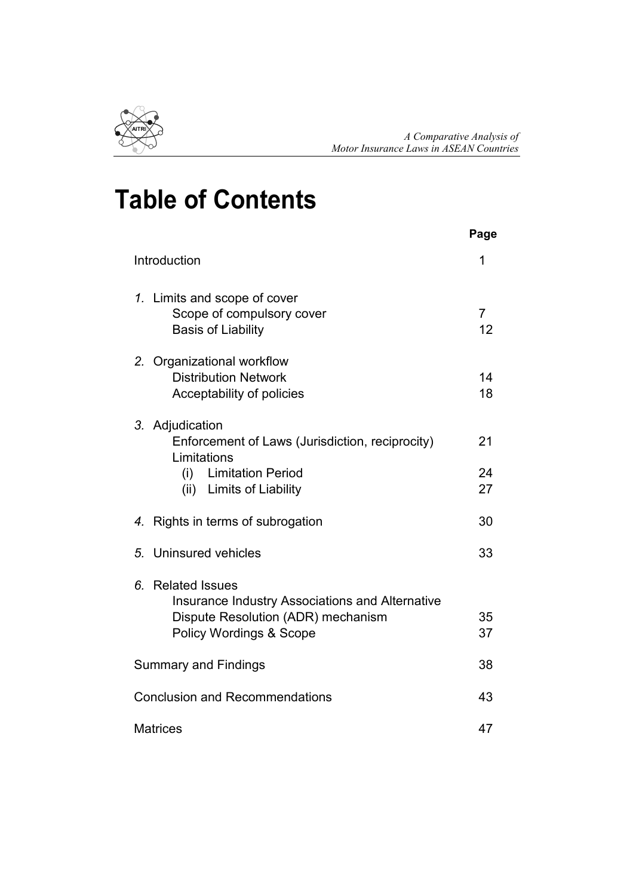# Table of Contents

| | Page |
|---|---|
| Introduction | 1 |
| *1.* Limits and scope of cover | |
| Scope of compulsory cover | 7 |
| Basis of Liability | 12 |
| *2.* Organizational workflow | |
| Distribution Network | 14 |
| Acceptability of policies | 18 |
| *3.* Adjudication | |
| Enforcement of Laws (Jurisdiction, reciprocity) | 21 |
| Limitations | |
| (i) Limitation Period | 24 |
| (ii) Limits of Liability | 27 |
| *4.* Rights in terms of subrogation | 30 |
| *5.* Uninsured vehicles | 33 |
| *6.* Related Issues | |
| Insurance Industry Associations and Alternative Dispute Resolution (ADR) mechanism | 35 |
| Policy Wordings & Scope | 37 |
| Summary and Findings | 38 |
| Conclusion and Recommendations | 43 |
| Matrices | 47 |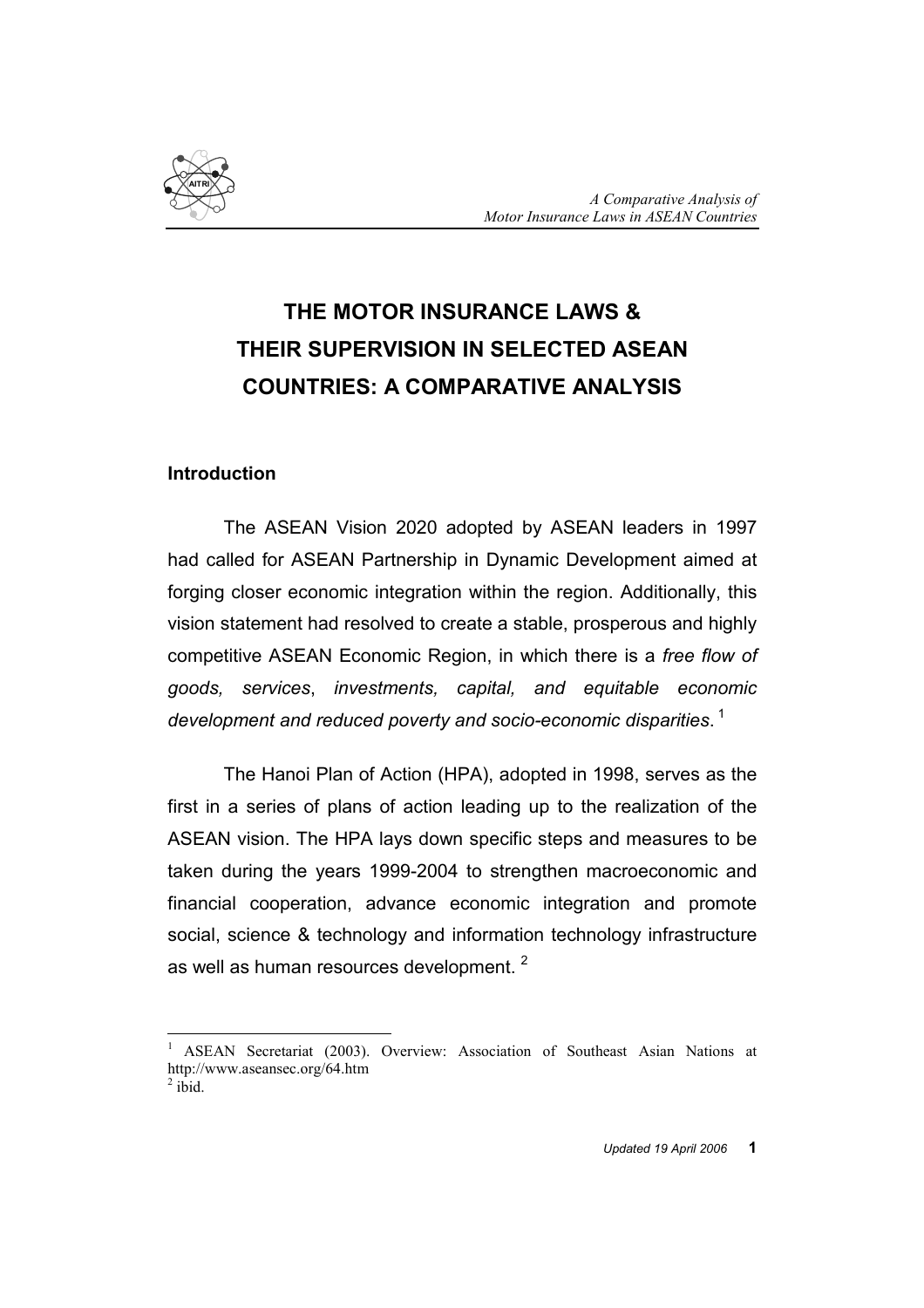# THE MOTOR INSURANCE LAWS & THEIR SUPERVISION IN SELECTED ASEAN COUNTRIES: A COMPARATIVE ANALYSIS

## Introduction

The ASEAN Vision 2020 adopted by ASEAN leaders in 1997 had called for ASEAN Partnership in Dynamic Development aimed at forging closer economic integration within the region. Additionally, this vision statement had resolved to create a stable, prosperous and highly competitive ASEAN Economic Region, in which there is a *free flow of goods, services*, *investments, capital, and equitable economic development and reduced poverty and socio-economic disparities*. [1]

The Hanoi Plan of Action (HPA), adopted in 1998, serves as the first in a series of plans of action leading up to the realization of the ASEAN vision. The HPA lays down specific steps and measures to be taken during the years 1999-2004 to strengthen macroeconomic and financial cooperation, advance economic integration and promote social, science & technology and information technology infrastructure as well as human resources development. [2]

---

[1] ASEAN Secretariat (2003). Overview: Association of Southeast Asian Nations at http://www.aseansec.org/64.htm

[2] ibid.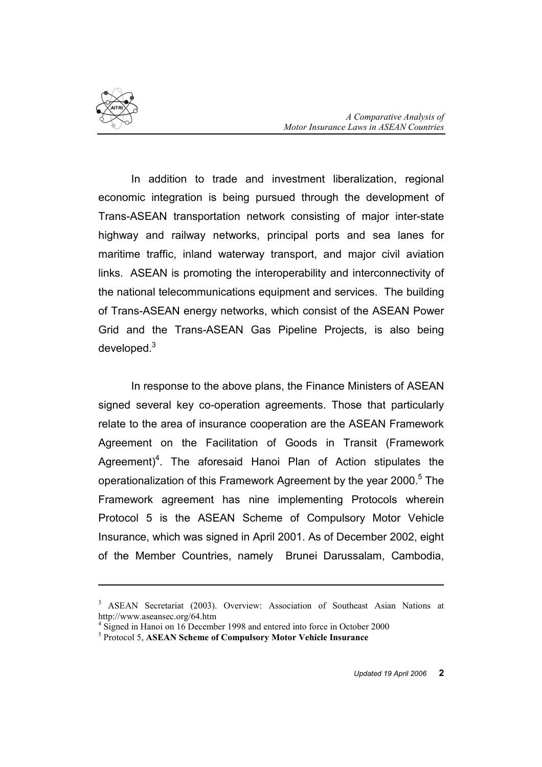In addition to trade and investment liberalization, regional economic integration is being pursued through the development of Trans-ASEAN transportation network consisting of major inter-state highway and railway networks, principal ports and sea lanes for maritime traffic, inland waterway transport, and major civil aviation links. ASEAN is promoting the interoperability and interconnectivity of the national telecommunications equipment and services. The building of Trans-ASEAN energy networks, which consist of the ASEAN Power Grid and the Trans-ASEAN Gas Pipeline Projects, is also being developed.[3]

In response to the above plans, the Finance Ministers of ASEAN signed several key co-operation agreements. Those that particularly relate to the area of insurance cooperation are the ASEAN Framework Agreement on the Facilitation of Goods in Transit (Framework Agreement)[4]. The aforesaid Hanoi Plan of Action stipulates the operationalization of this Framework Agreement by the year 2000.[5] The Framework agreement has nine implementing Protocols wherein Protocol 5 is the ASEAN Scheme of Compulsory Motor Vehicle Insurance, which was signed in April 2001. As of December 2002, eight of the Member Countries, namely Brunei Darussalam, Cambodia,

---

[3] ASEAN Secretariat (2003). Overview: Association of Southeast Asian Nations at http://www.aseansec.org/64.htm

[4] Signed in Hanoi on 16 December 1998 and entered into force in October 2000

[5] Protocol 5, **ASEAN Scheme of Compulsory Motor Vehicle Insurance**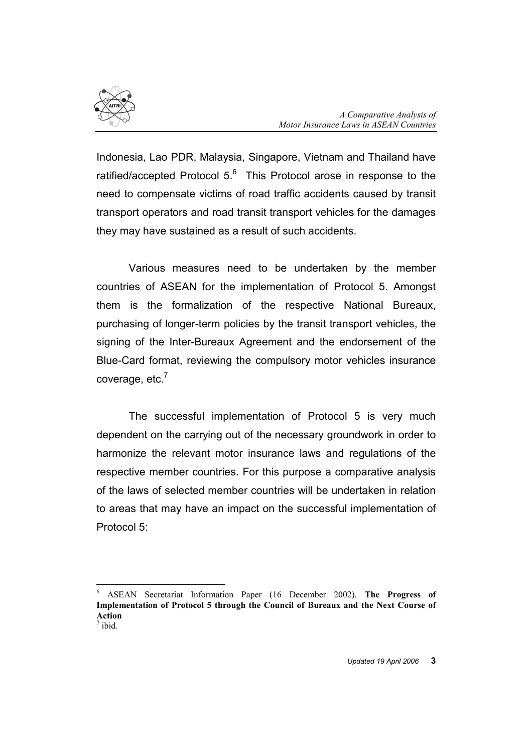Indonesia, Lao PDR, Malaysia, Singapore, Vietnam and Thailand have ratified/accepted Protocol 5.[6] This Protocol arose in response to the need to compensate victims of road traffic accidents caused by transit transport operators and road transit transport vehicles for the damages they may have sustained as a result of such accidents.

Various measures need to be undertaken by the member countries of ASEAN for the implementation of Protocol 5. Amongst them is the formalization of the respective National Bureaux, purchasing of longer-term policies by the transit transport vehicles, the signing of the Inter-Bureaux Agreement and the endorsement of the Blue-Card format, reviewing the compulsory motor vehicles insurance coverage, etc.[7]

The successful implementation of Protocol 5 is very much dependent on the carrying out of the necessary groundwork in order to harmonize the relevant motor insurance laws and regulations of the respective member countries. For this purpose a comparative analysis of the laws of selected member countries will be undertaken in relation to areas that may have an impact on the successful implementation of Protocol 5:

---

[6] ASEAN Secretariat Information Paper (16 December 2002). **The Progress of Implementation of Protocol 5 through the Council of Bureaux and the Next Course of Action**

[7] ibid.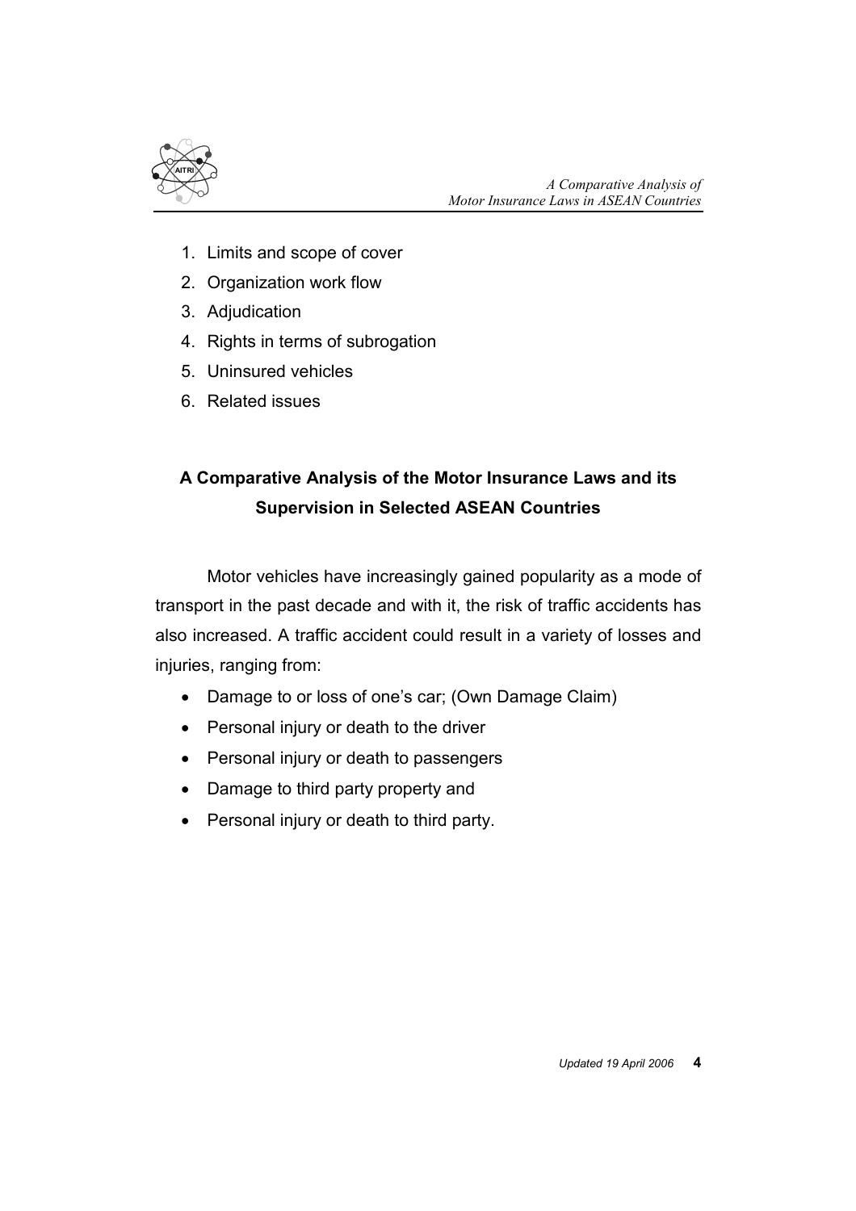1. Limits and scope of cover
2. Organization work flow
3. Adjudication
4. Rights in terms of subrogation
5. Uninsured vehicles
6. Related issues

## A Comparative Analysis of the Motor Insurance Laws and its Supervision in Selected ASEAN Countries

Motor vehicles have increasingly gained popularity as a mode of transport in the past decade and with it, the risk of traffic accidents has also increased. A traffic accident could result in a variety of losses and injuries, ranging from:

- Damage to or loss of one's car; (Own Damage Claim)
- Personal injury or death to the driver
- Personal injury or death to passengers
- Damage to third party property and
- Personal injury or death to third party.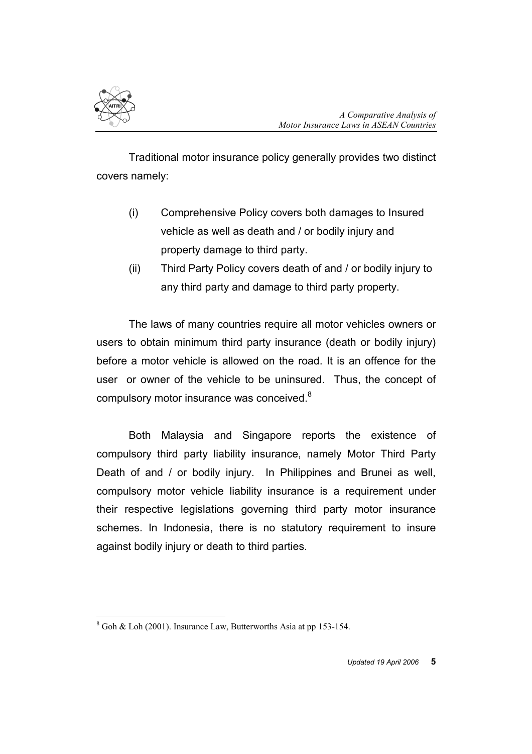Traditional motor insurance policy generally provides two distinct covers namely:

(i) Comprehensive Policy covers both damages to Insured vehicle as well as death and / or bodily injury and property damage to third party.

(ii) Third Party Policy covers death of and / or bodily injury to any third party and damage to third party property.

The laws of many countries require all motor vehicles owners or users to obtain minimum third party insurance (death or bodily injury) before a motor vehicle is allowed on the road. It is an offence for the user or owner of the vehicle to be uninsured. Thus, the concept of compulsory motor insurance was conceived.[8]

Both Malaysia and Singapore reports the existence of compulsory third party liability insurance, namely Motor Third Party Death of and / or bodily injury. In Philippines and Brunei as well, compulsory motor vehicle liability insurance is a requirement under their respective legislations governing third party motor insurance schemes. In Indonesia, there is no statutory requirement to insure against bodily injury or death to third parties.

---

[8] Goh & Loh (2001). Insurance Law, Butterworths Asia at pp 153-154.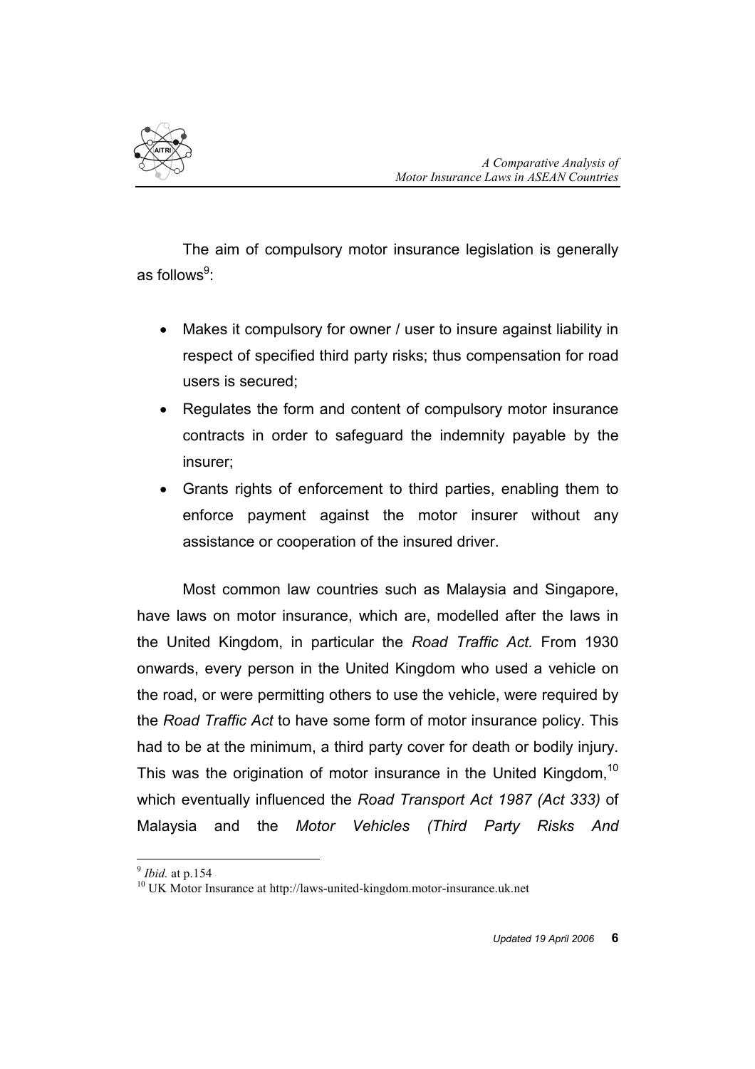The aim of compulsory motor insurance legislation is generally as follows[9]:

- Makes it compulsory for owner / user to insure against liability in respect of specified third party risks; thus compensation for road users is secured;
- Regulates the form and content of compulsory motor insurance contracts in order to safeguard the indemnity payable by the insurer;
- Grants rights of enforcement to third parties, enabling them to enforce payment against the motor insurer without any assistance or cooperation of the insured driver.

Most common law countries such as Malaysia and Singapore, have laws on motor insurance, which are, modelled after the laws in the United Kingdom, in particular the *Road Traffic Act.* From 1930 onwards, every person in the United Kingdom who used a vehicle on the road, or were permitting others to use the vehicle, were required by the *Road Traffic Act* to have some form of motor insurance policy. This had to be at the minimum, a third party cover for death or bodily injury. This was the origination of motor insurance in the United Kingdom,[10] which eventually influenced the *Road Transport Act 1987 (Act 333)* of Malaysia and the *Motor Vehicles (Third Party Risks And*

---

[9] *Ibid.* at p.154

[10] UK Motor Insurance at http://laws-united-kingdom.motor-insurance.uk.net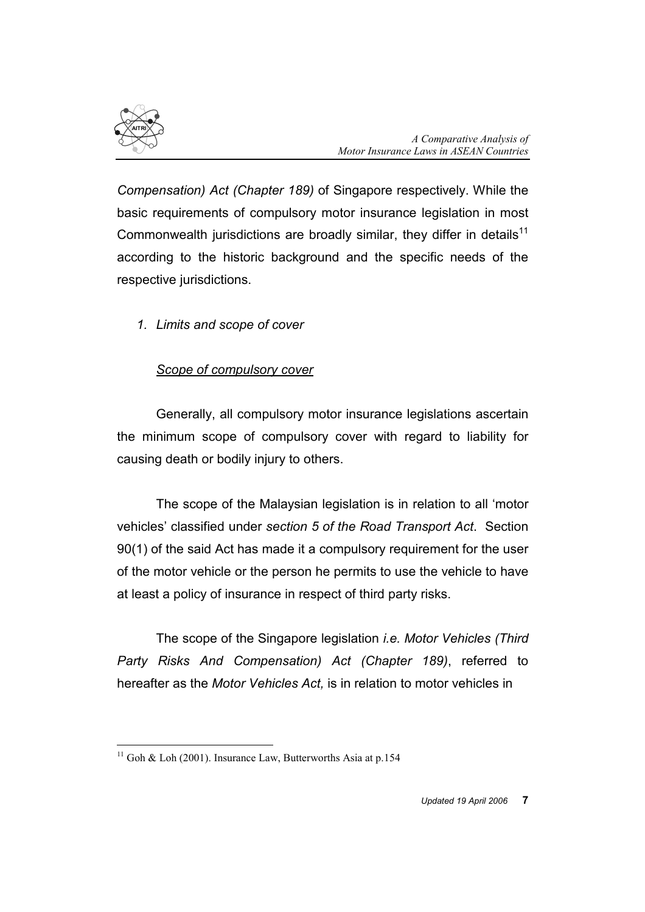*Compensation) Act (Chapter 189)* of Singapore respectively. While the basic requirements of compulsory motor insurance legislation in most Commonwealth jurisdictions are broadly similar, they differ in details[11] according to the historic background and the specific needs of the respective jurisdictions.

1. *Limits and scope of cover*

*Scope of compulsory cover*

Generally, all compulsory motor insurance legislations ascertain the minimum scope of compulsory cover with regard to liability for causing death or bodily injury to others.

The scope of the Malaysian legislation is in relation to all 'motor vehicles' classified under *section 5 of the Road Transport Act*. Section 90(1) of the said Act has made it a compulsory requirement for the user of the motor vehicle or the person he permits to use the vehicle to have at least a policy of insurance in respect of third party risks.

The scope of the Singapore legislation *i.e. Motor Vehicles (Third Party Risks And Compensation) Act (Chapter 189)*, referred to hereafter as the *Motor Vehicles Act,* is in relation to motor vehicles in

[11] Goh & Loh (2001). Insurance Law, Butterworths Asia at p.154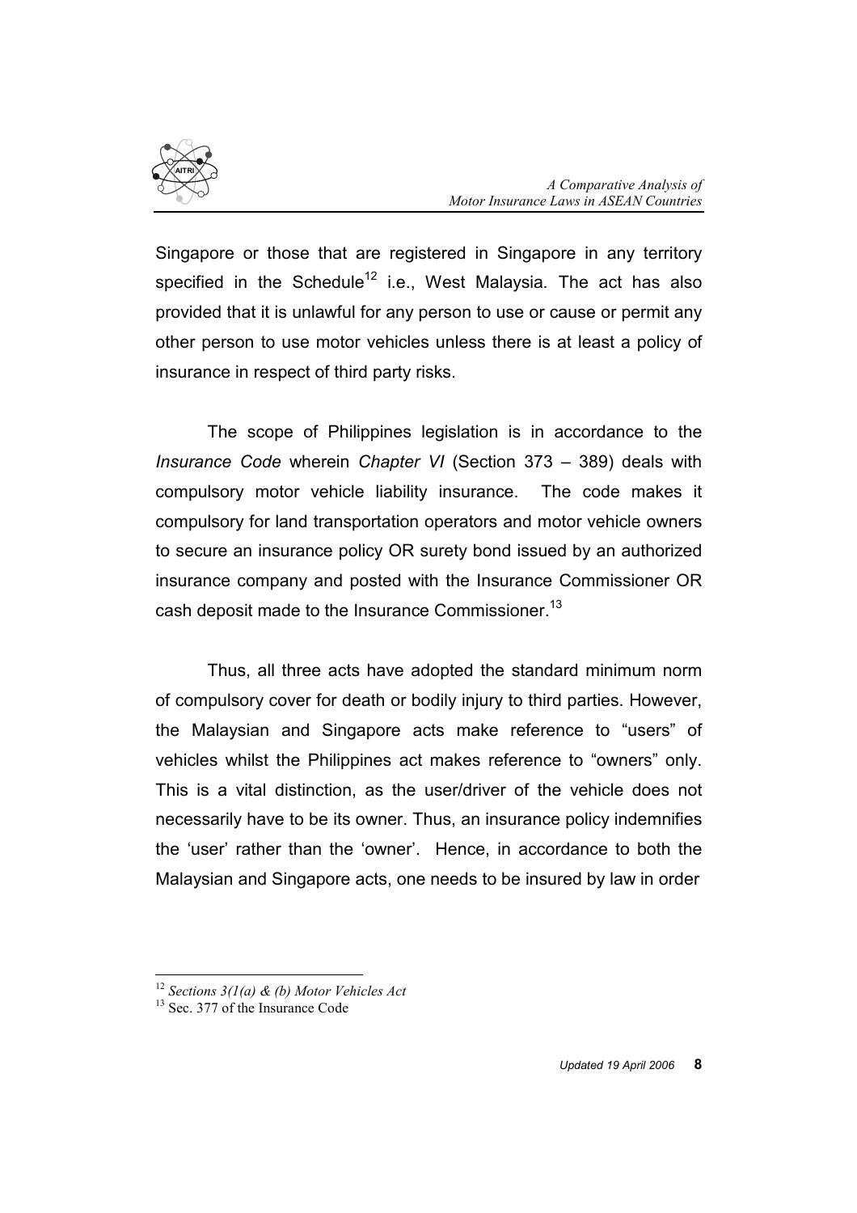Singapore or those that are registered in Singapore in any territory specified in the Schedule[12] i.e., West Malaysia. The act has also provided that it is unlawful for any person to use or cause or permit any other person to use motor vehicles unless there is at least a policy of insurance in respect of third party risks.

The scope of Philippines legislation is in accordance to the *Insurance Code* wherein *Chapter VI* (Section 373 – 389) deals with compulsory motor vehicle liability insurance. The code makes it compulsory for land transportation operators and motor vehicle owners to secure an insurance policy OR surety bond issued by an authorized insurance company and posted with the Insurance Commissioner OR cash deposit made to the Insurance Commissioner.[13]

Thus, all three acts have adopted the standard minimum norm of compulsory cover for death or bodily injury to third parties. However, the Malaysian and Singapore acts make reference to "users" of vehicles whilst the Philippines act makes reference to "owners" only. This is a vital distinction, as the user/driver of the vehicle does not necessarily have to be its owner. Thus, an insurance policy indemnifies the 'user' rather than the 'owner'. Hence, in accordance to both the Malaysian and Singapore acts, one needs to be insured by law in order

---

[12] *Sections 3(1(a) & (b) Motor Vehicles Act*

[13] Sec. 377 of the Insurance Code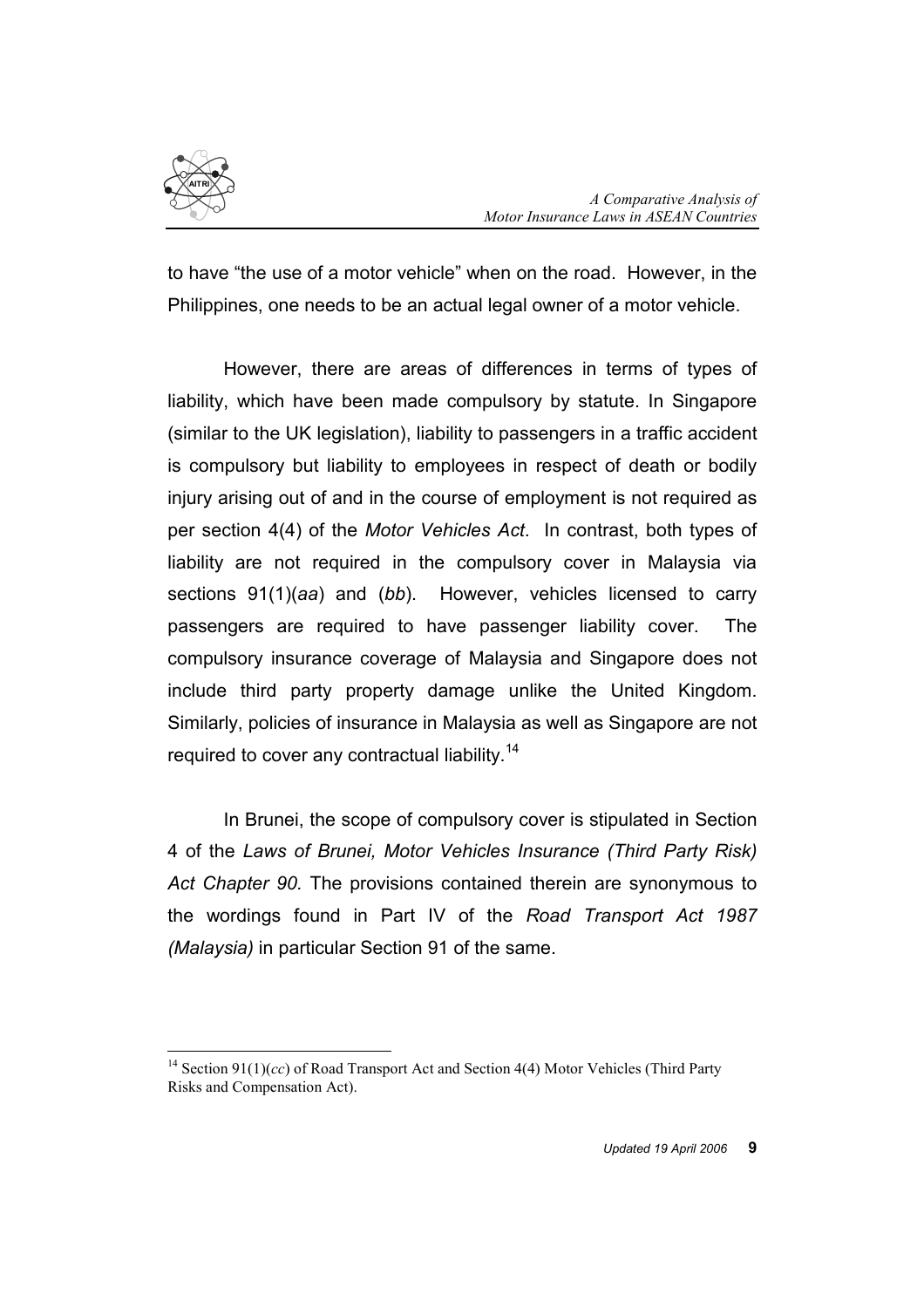to have "the use of a motor vehicle" when on the road. However, in the Philippines, one needs to be an actual legal owner of a motor vehicle.

However, there are areas of differences in terms of types of liability, which have been made compulsory by statute. In Singapore (similar to the UK legislation), liability to passengers in a traffic accident is compulsory but liability to employees in respect of death or bodily injury arising out of and in the course of employment is not required as per section 4(4) of the *Motor Vehicles Act*. In contrast, both types of liability are not required in the compulsory cover in Malaysia via sections 91(1)(*aa*) and (*bb*). However, vehicles licensed to carry passengers are required to have passenger liability cover. The compulsory insurance coverage of Malaysia and Singapore does not include third party property damage unlike the United Kingdom. Similarly, policies of insurance in Malaysia as well as Singapore are not required to cover any contractual liability.[14]

In Brunei, the scope of compulsory cover is stipulated in Section 4 of the *Laws of Brunei, Motor Vehicles Insurance (Third Party Risk) Act Chapter 90.* The provisions contained therein are synonymous to the wordings found in Part IV of the *Road Transport Act 1987 (Malaysia)* in particular Section 91 of the same.

---

[14] Section 91(1)(*cc*) of Road Transport Act and Section 4(4) Motor Vehicles (Third Party Risks and Compensation Act).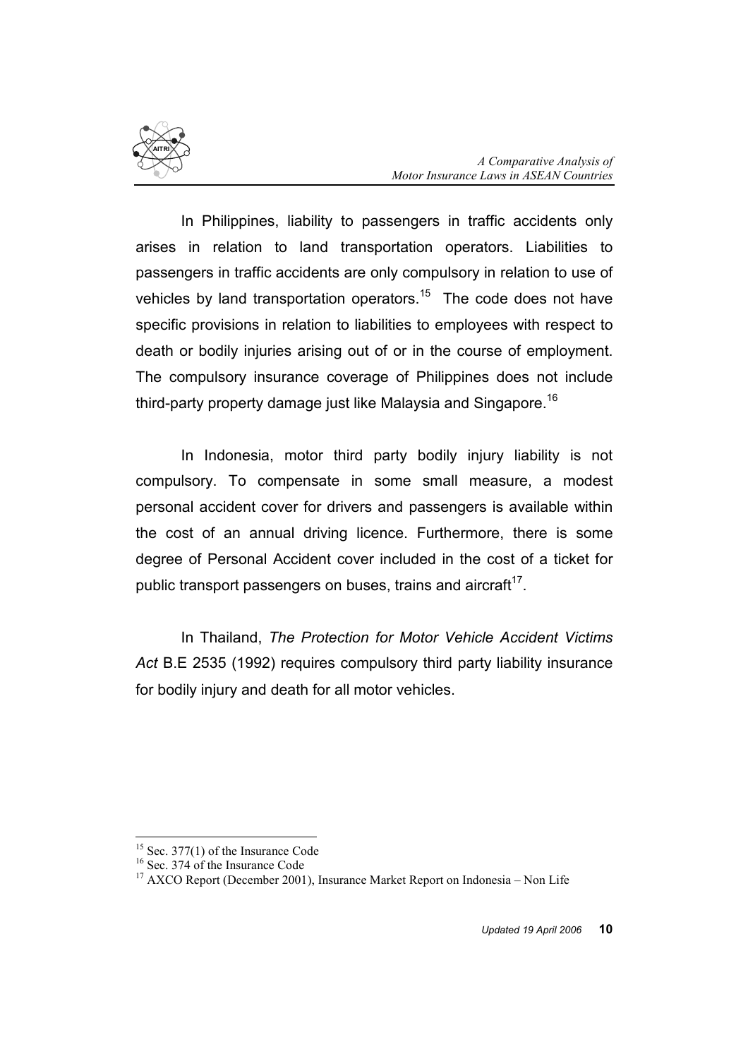In Philippines, liability to passengers in traffic accidents only arises in relation to land transportation operators. Liabilities to passengers in traffic accidents are only compulsory in relation to use of vehicles by land transportation operators.[15] The code does not have specific provisions in relation to liabilities to employees with respect to death or bodily injuries arising out of or in the course of employment. The compulsory insurance coverage of Philippines does not include third-party property damage just like Malaysia and Singapore.[16]

In Indonesia, motor third party bodily injury liability is not compulsory. To compensate in some small measure, a modest personal accident cover for drivers and passengers is available within the cost of an annual driving licence. Furthermore, there is some degree of Personal Accident cover included in the cost of a ticket for public transport passengers on buses, trains and aircraft[17].

In Thailand, *The Protection for Motor Vehicle Accident Victims Act* B.E 2535 (1992) requires compulsory third party liability insurance for bodily injury and death for all motor vehicles.

---

[15] Sec. 377(1) of the Insurance Code

[16] Sec. 374 of the Insurance Code

[17] AXCO Report (December 2001), Insurance Market Report on Indonesia – Non Life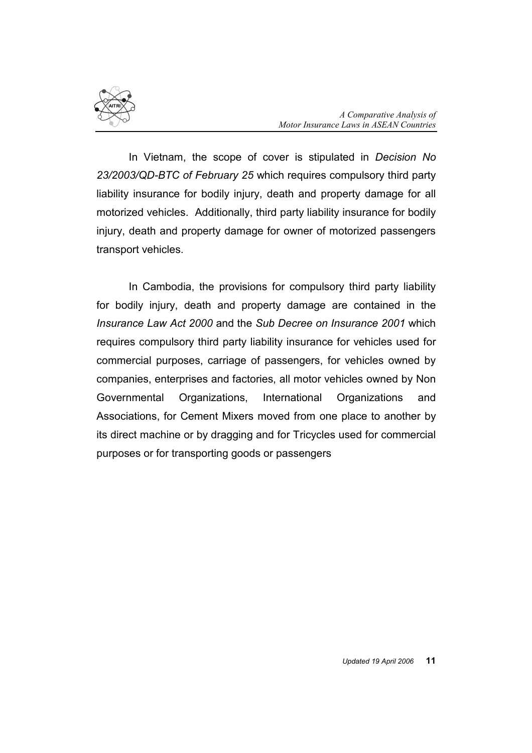In Vietnam, the scope of cover is stipulated in *Decision No 23/2003/QD-BTC of February 25* which requires compulsory third party liability insurance for bodily injury, death and property damage for all motorized vehicles. Additionally, third party liability insurance for bodily injury, death and property damage for owner of motorized passengers transport vehicles.

In Cambodia, the provisions for compulsory third party liability for bodily injury, death and property damage are contained in the *Insurance Law Act 2000* and the *Sub Decree on Insurance 2001* which requires compulsory third party liability insurance for vehicles used for commercial purposes, carriage of passengers, for vehicles owned by companies, enterprises and factories, all motor vehicles owned by Non Governmental Organizations, International Organizations and Associations, for Cement Mixers moved from one place to another by its direct machine or by dragging and for Tricycles used for commercial purposes or for transporting goods or passengers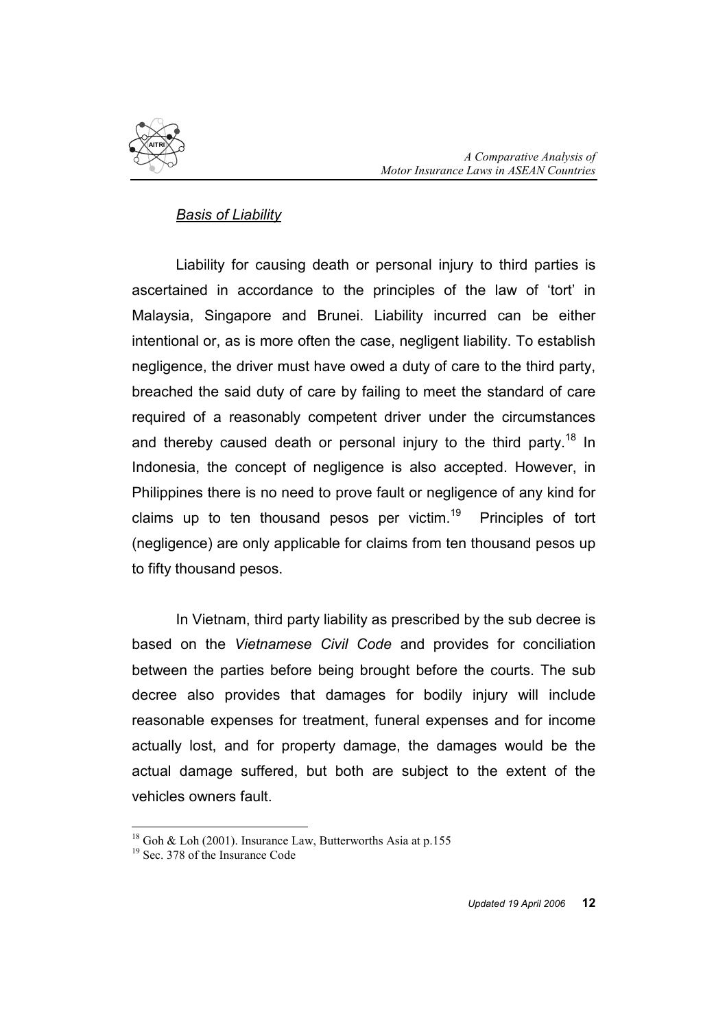*Basis of Liability*

Liability for causing death or personal injury to third parties is ascertained in accordance to the principles of the law of 'tort' in Malaysia, Singapore and Brunei. Liability incurred can be either intentional or, as is more often the case, negligent liability. To establish negligence, the driver must have owed a duty of care to the third party, breached the said duty of care by failing to meet the standard of care required of a reasonably competent driver under the circumstances and thereby caused death or personal injury to the third party.[18] In Indonesia, the concept of negligence is also accepted. However, in Philippines there is no need to prove fault or negligence of any kind for claims up to ten thousand pesos per victim.[19] Principles of tort (negligence) are only applicable for claims from ten thousand pesos up to fifty thousand pesos.

In Vietnam, third party liability as prescribed by the sub decree is based on the *Vietnamese Civil Code* and provides for conciliation between the parties before being brought before the courts. The sub decree also provides that damages for bodily injury will include reasonable expenses for treatment, funeral expenses and for income actually lost, and for property damage, the damages would be the actual damage suffered, but both are subject to the extent of the vehicles owners fault.

---

[18] Goh & Loh (2001). Insurance Law, Butterworths Asia at p.155

[19] Sec. 378 of the Insurance Code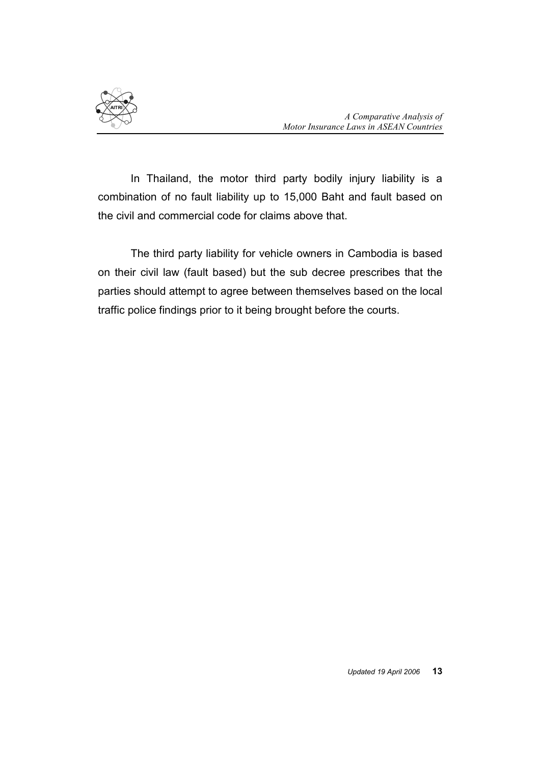In Thailand, the motor third party bodily injury liability is a combination of no fault liability up to 15,000 Baht and fault based on the civil and commercial code for claims above that.

The third party liability for vehicle owners in Cambodia is based on their civil law (fault based) but the sub decree prescribes that the parties should attempt to agree between themselves based on the local traffic police findings prior to it being brought before the courts.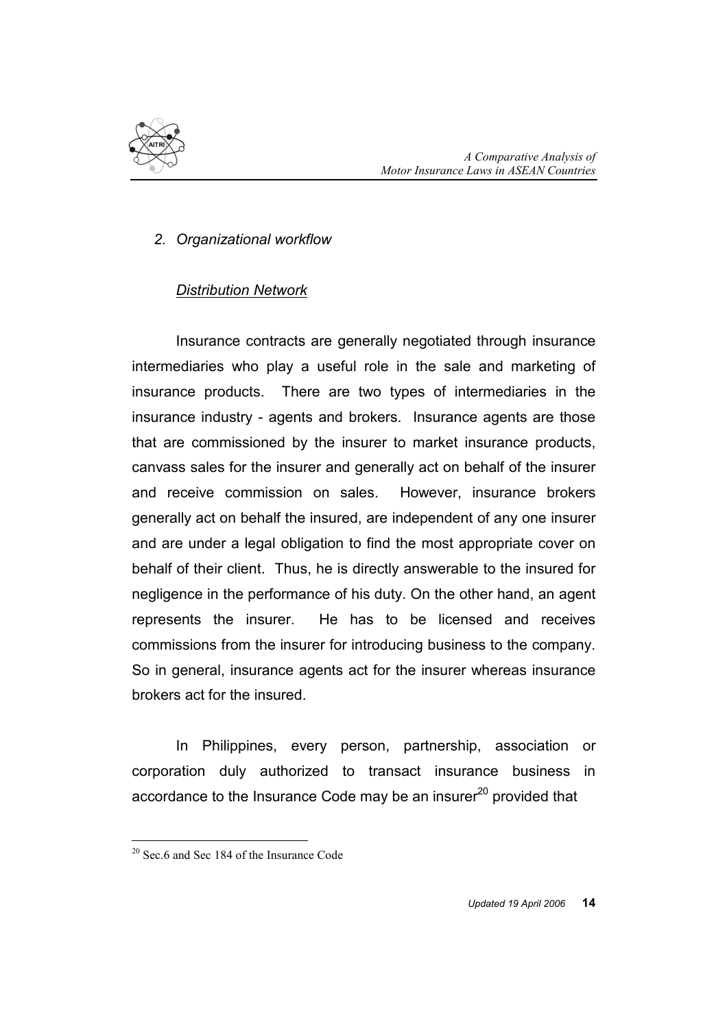*2. Organizational workflow*

*Distribution Network*

Insurance contracts are generally negotiated through insurance intermediaries who play a useful role in the sale and marketing of insurance products. There are two types of intermediaries in the insurance industry - agents and brokers. Insurance agents are those that are commissioned by the insurer to market insurance products, canvass sales for the insurer and generally act on behalf of the insurer and receive commission on sales. However, insurance brokers generally act on behalf the insured, are independent of any one insurer and are under a legal obligation to find the most appropriate cover on behalf of their client. Thus, he is directly answerable to the insured for negligence in the performance of his duty. On the other hand, an agent represents the insurer. He has to be licensed and receives commissions from the insurer for introducing business to the company. So in general, insurance agents act for the insurer whereas insurance brokers act for the insured.

In Philippines, every person, partnership, association or corporation duly authorized to transact insurance business in accordance to the Insurance Code may be an insurer[20] provided that

[20] Sec.6 and Sec 184 of the Insurance Code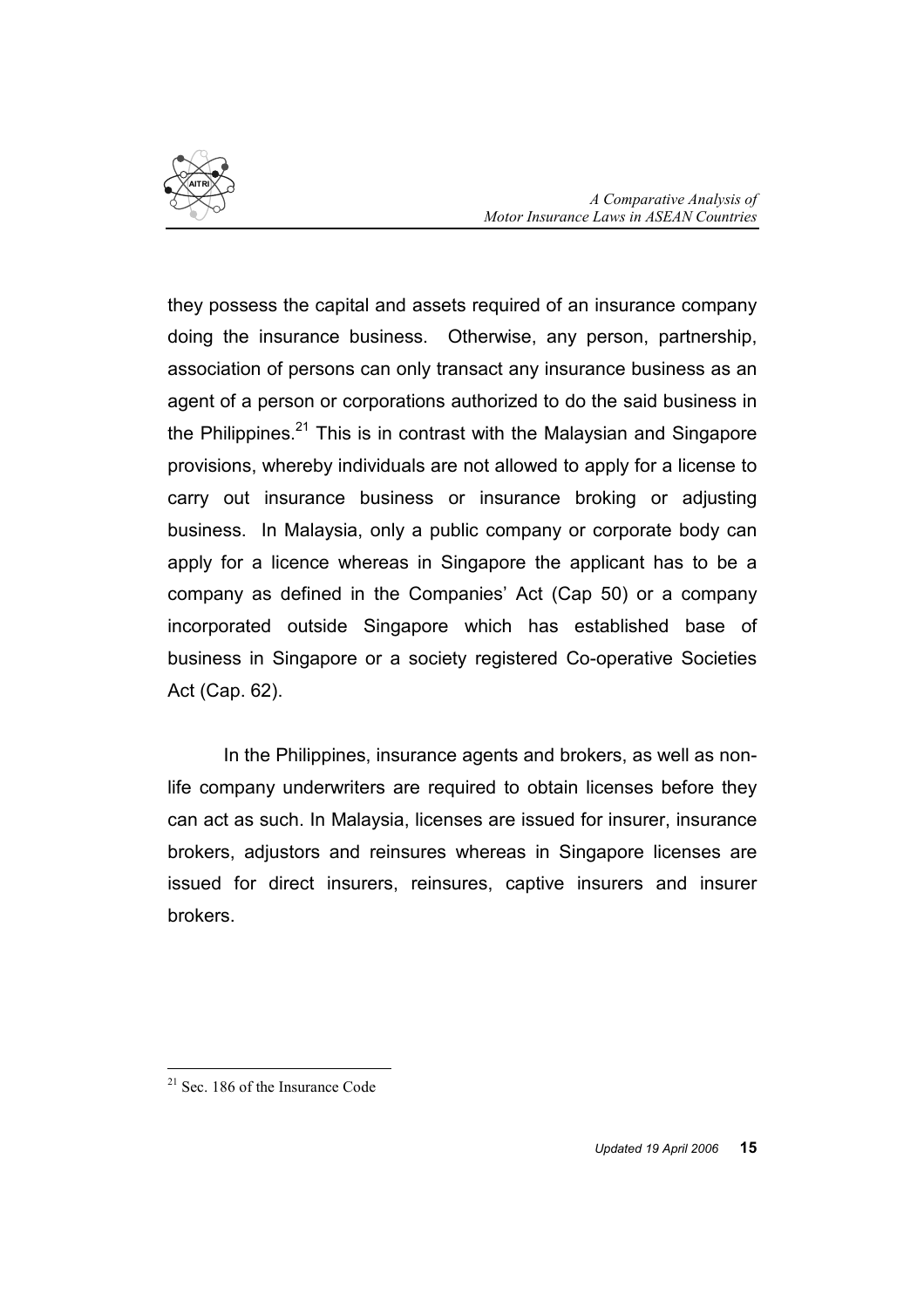they possess the capital and assets required of an insurance company doing the insurance business. Otherwise, any person, partnership, association of persons can only transact any insurance business as an agent of a person or corporations authorized to do the said business in the Philippines.[21] This is in contrast with the Malaysian and Singapore provisions, whereby individuals are not allowed to apply for a license to carry out insurance business or insurance broking or adjusting business. In Malaysia, only a public company or corporate body can apply for a licence whereas in Singapore the applicant has to be a company as defined in the Companies' Act (Cap 50) or a company incorporated outside Singapore which has established base of business in Singapore or a society registered Co-operative Societies Act (Cap. 62).

In the Philippines, insurance agents and brokers, as well as non-life company underwriters are required to obtain licenses before they can act as such. In Malaysia, licenses are issued for insurer, insurance brokers, adjustors and reinsures whereas in Singapore licenses are issued for direct insurers, reinsures, captive insurers and insurer brokers.

[21] Sec. 186 of the Insurance Code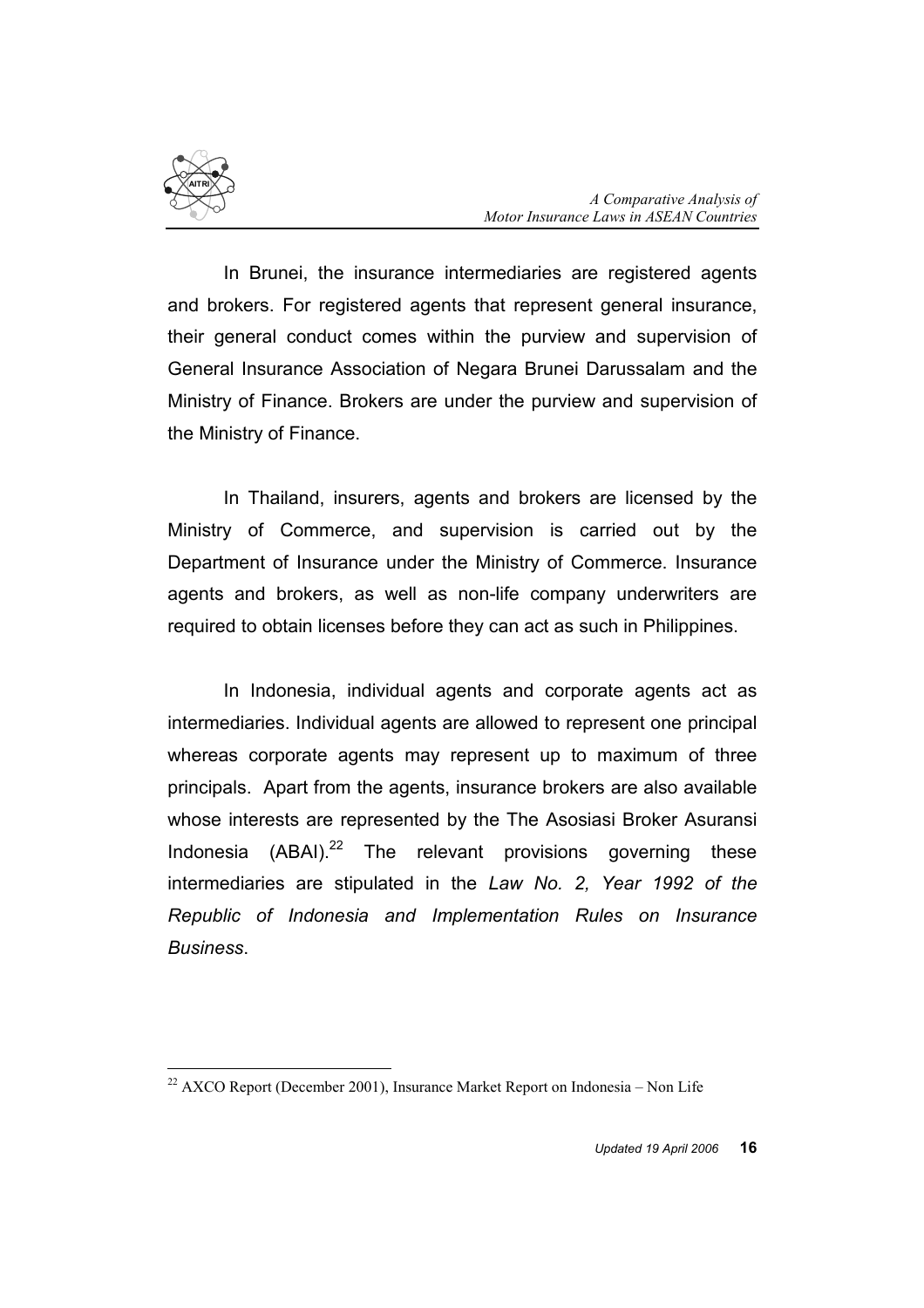In Brunei, the insurance intermediaries are registered agents and brokers. For registered agents that represent general insurance, their general conduct comes within the purview and supervision of General Insurance Association of Negara Brunei Darussalam and the Ministry of Finance. Brokers are under the purview and supervision of the Ministry of Finance.

In Thailand, insurers, agents and brokers are licensed by the Ministry of Commerce, and supervision is carried out by the Department of Insurance under the Ministry of Commerce. Insurance agents and brokers, as well as non-life company underwriters are required to obtain licenses before they can act as such in Philippines.

In Indonesia, individual agents and corporate agents act as intermediaries. Individual agents are allowed to represent one principal whereas corporate agents may represent up to maximum of three principals. Apart from the agents, insurance brokers are also available whose interests are represented by the The Asosiasi Broker Asuransi Indonesia (ABAI).[22] The relevant provisions governing these intermediaries are stipulated in the *Law No. 2, Year 1992 of the Republic of Indonesia and Implementation Rules on Insurance Business*.

---

[22] AXCO Report (December 2001), Insurance Market Report on Indonesia – Non Life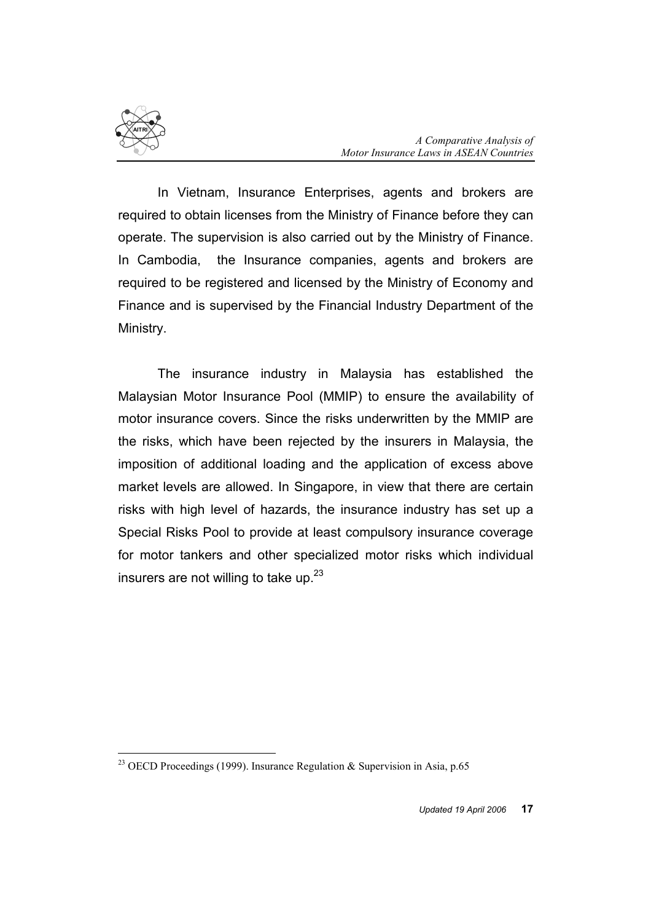In Vietnam, Insurance Enterprises, agents and brokers are required to obtain licenses from the Ministry of Finance before they can operate. The supervision is also carried out by the Ministry of Finance. In Cambodia, the Insurance companies, agents and brokers are required to be registered and licensed by the Ministry of Economy and Finance and is supervised by the Financial Industry Department of the Ministry.

The insurance industry in Malaysia has established the Malaysian Motor Insurance Pool (MMIP) to ensure the availability of motor insurance covers. Since the risks underwritten by the MMIP are the risks, which have been rejected by the insurers in Malaysia, the imposition of additional loading and the application of excess above market levels are allowed. In Singapore, in view that there are certain risks with high level of hazards, the insurance industry has set up a Special Risks Pool to provide at least compulsory insurance coverage for motor tankers and other specialized motor risks which individual insurers are not willing to take up.[23]

---

[23] OECD Proceedings (1999). Insurance Regulation & Supervision in Asia, p.65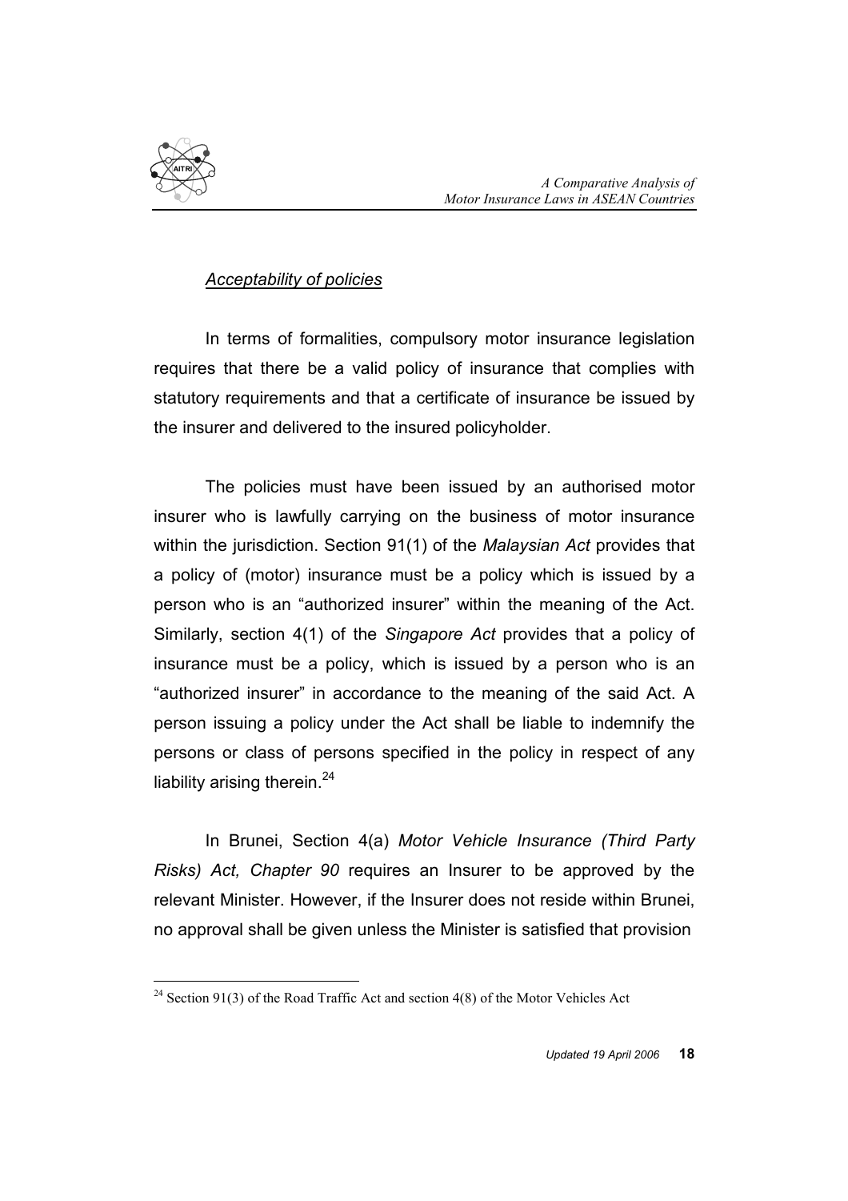*Acceptability of policies*

In terms of formalities, compulsory motor insurance legislation requires that there be a valid policy of insurance that complies with statutory requirements and that a certificate of insurance be issued by the insurer and delivered to the insured policyholder.

The policies must have been issued by an authorised motor insurer who is lawfully carrying on the business of motor insurance within the jurisdiction. Section 91(1) of the *Malaysian Act* provides that a policy of (motor) insurance must be a policy which is issued by a person who is an "authorized insurer" within the meaning of the Act. Similarly, section 4(1) of the *Singapore Act* provides that a policy of insurance must be a policy, which is issued by a person who is an "authorized insurer" in accordance to the meaning of the said Act. A person issuing a policy under the Act shall be liable to indemnify the persons or class of persons specified in the policy in respect of any liability arising therein.[24]

In Brunei, Section 4(a) *Motor Vehicle Insurance (Third Party Risks) Act, Chapter 90* requires an Insurer to be approved by the relevant Minister. However, if the Insurer does not reside within Brunei, no approval shall be given unless the Minister is satisfied that provision

[24] Section 91(3) of the Road Traffic Act and section 4(8) of the Motor Vehicles Act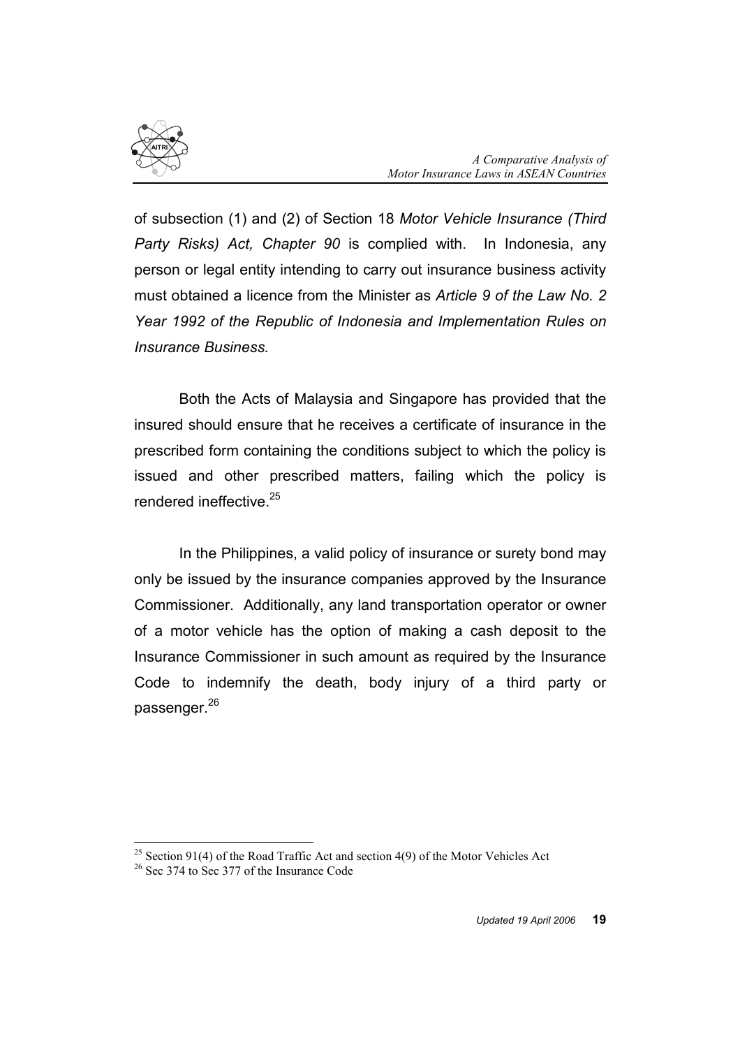of subsection (1) and (2) of Section 18 *Motor Vehicle Insurance (Third Party Risks) Act, Chapter 90* is complied with. In Indonesia, any person or legal entity intending to carry out insurance business activity must obtained a licence from the Minister as *Article 9 of the Law No. 2 Year 1992 of the Republic of Indonesia and Implementation Rules on Insurance Business.*

Both the Acts of Malaysia and Singapore has provided that the insured should ensure that he receives a certificate of insurance in the prescribed form containing the conditions subject to which the policy is issued and other prescribed matters, failing which the policy is rendered ineffective.[25]

In the Philippines, a valid policy of insurance or surety bond may only be issued by the insurance companies approved by the Insurance Commissioner. Additionally, any land transportation operator or owner of a motor vehicle has the option of making a cash deposit to the Insurance Commissioner in such amount as required by the Insurance Code to indemnify the death, body injury of a third party or passenger.[26]

---

[25] Section 91(4) of the Road Traffic Act and section 4(9) of the Motor Vehicles Act

[26] Sec 374 to Sec 377 of the Insurance Code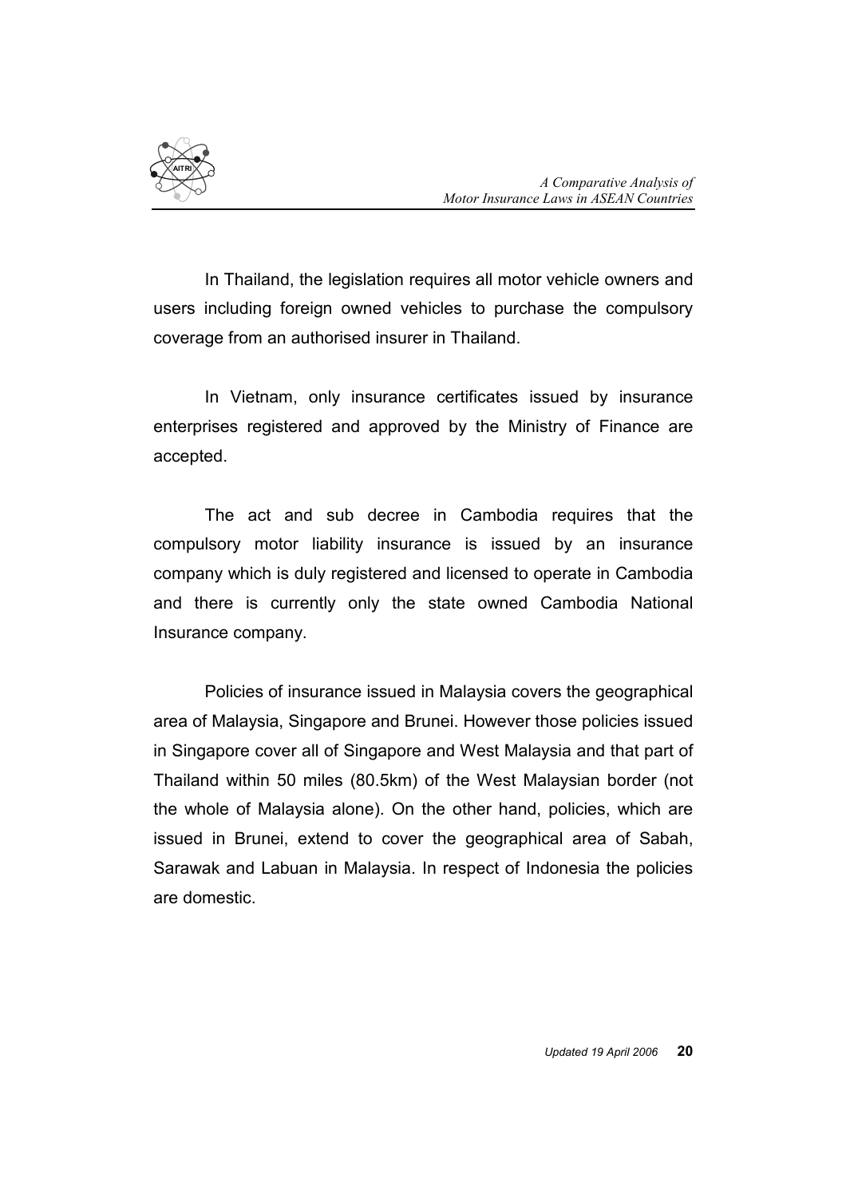In Thailand, the legislation requires all motor vehicle owners and users including foreign owned vehicles to purchase the compulsory coverage from an authorised insurer in Thailand.

In Vietnam, only insurance certificates issued by insurance enterprises registered and approved by the Ministry of Finance are accepted.

The act and sub decree in Cambodia requires that the compulsory motor liability insurance is issued by an insurance company which is duly registered and licensed to operate in Cambodia and there is currently only the state owned Cambodia National Insurance company.

Policies of insurance issued in Malaysia covers the geographical area of Malaysia, Singapore and Brunei. However those policies issued in Singapore cover all of Singapore and West Malaysia and that part of Thailand within 50 miles (80.5km) of the West Malaysian border (not the whole of Malaysia alone). On the other hand, policies, which are issued in Brunei, extend to cover the geographical area of Sabah, Sarawak and Labuan in Malaysia. In respect of Indonesia the policies are domestic.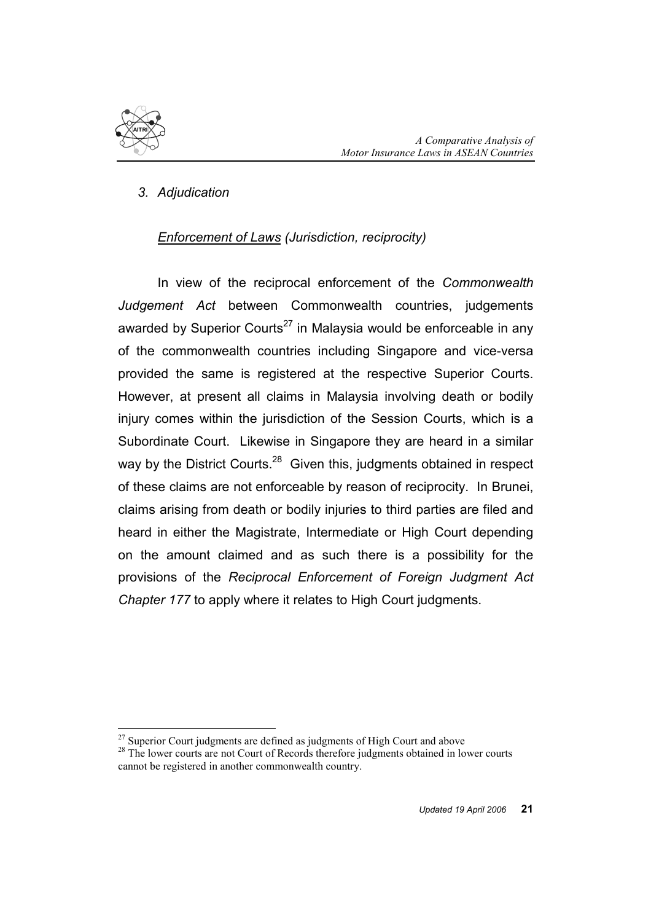*3. Adjudication*

*<u>Enforcement of Laws</u> (Jurisdiction, reciprocity)*

In view of the reciprocal enforcement of the *Commonwealth Judgement Act* between Commonwealth countries, judgements awarded by Superior Courts[27] in Malaysia would be enforceable in any of the commonwealth countries including Singapore and vice-versa provided the same is registered at the respective Superior Courts. However, at present all claims in Malaysia involving death or bodily injury comes within the jurisdiction of the Session Courts, which is a Subordinate Court. Likewise in Singapore they are heard in a similar way by the District Courts.[28] Given this, judgments obtained in respect of these claims are not enforceable by reason of reciprocity. In Brunei, claims arising from death or bodily injuries to third parties are filed and heard in either the Magistrate, Intermediate or High Court depending on the amount claimed and as such there is a possibility for the provisions of the *Reciprocal Enforcement of Foreign Judgment Act Chapter 177* to apply where it relates to High Court judgments.

---

[27] Superior Court judgments are defined as judgments of High Court and above

[28] The lower courts are not Court of Records therefore judgments obtained in lower courts cannot be registered in another commonwealth country.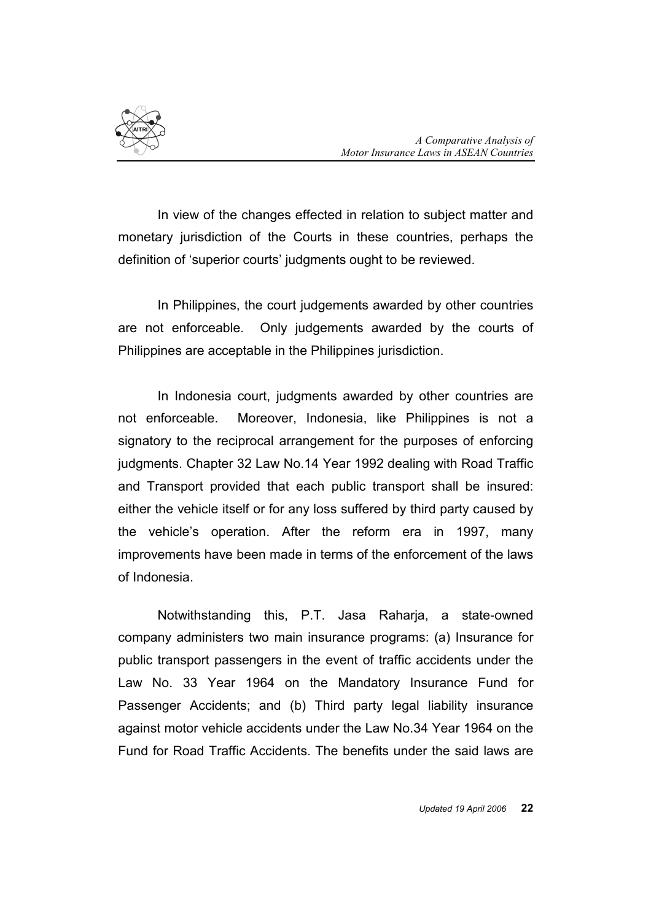In view of the changes effected in relation to subject matter and monetary jurisdiction of the Courts in these countries, perhaps the definition of 'superior courts' judgments ought to be reviewed.

In Philippines, the court judgements awarded by other countries are not enforceable. Only judgements awarded by the courts of Philippines are acceptable in the Philippines jurisdiction.

In Indonesia court, judgments awarded by other countries are not enforceable. Moreover, Indonesia, like Philippines is not a signatory to the reciprocal arrangement for the purposes of enforcing judgments. Chapter 32 Law No.14 Year 1992 dealing with Road Traffic and Transport provided that each public transport shall be insured: either the vehicle itself or for any loss suffered by third party caused by the vehicle's operation. After the reform era in 1997, many improvements have been made in terms of the enforcement of the laws of Indonesia.

Notwithstanding this, P.T. Jasa Raharja, a state-owned company administers two main insurance programs: (a) Insurance for public transport passengers in the event of traffic accidents under the Law No. 33 Year 1964 on the Mandatory Insurance Fund for Passenger Accidents; and (b) Third party legal liability insurance against motor vehicle accidents under the Law No.34 Year 1964 on the Fund for Road Traffic Accidents. The benefits under the said laws are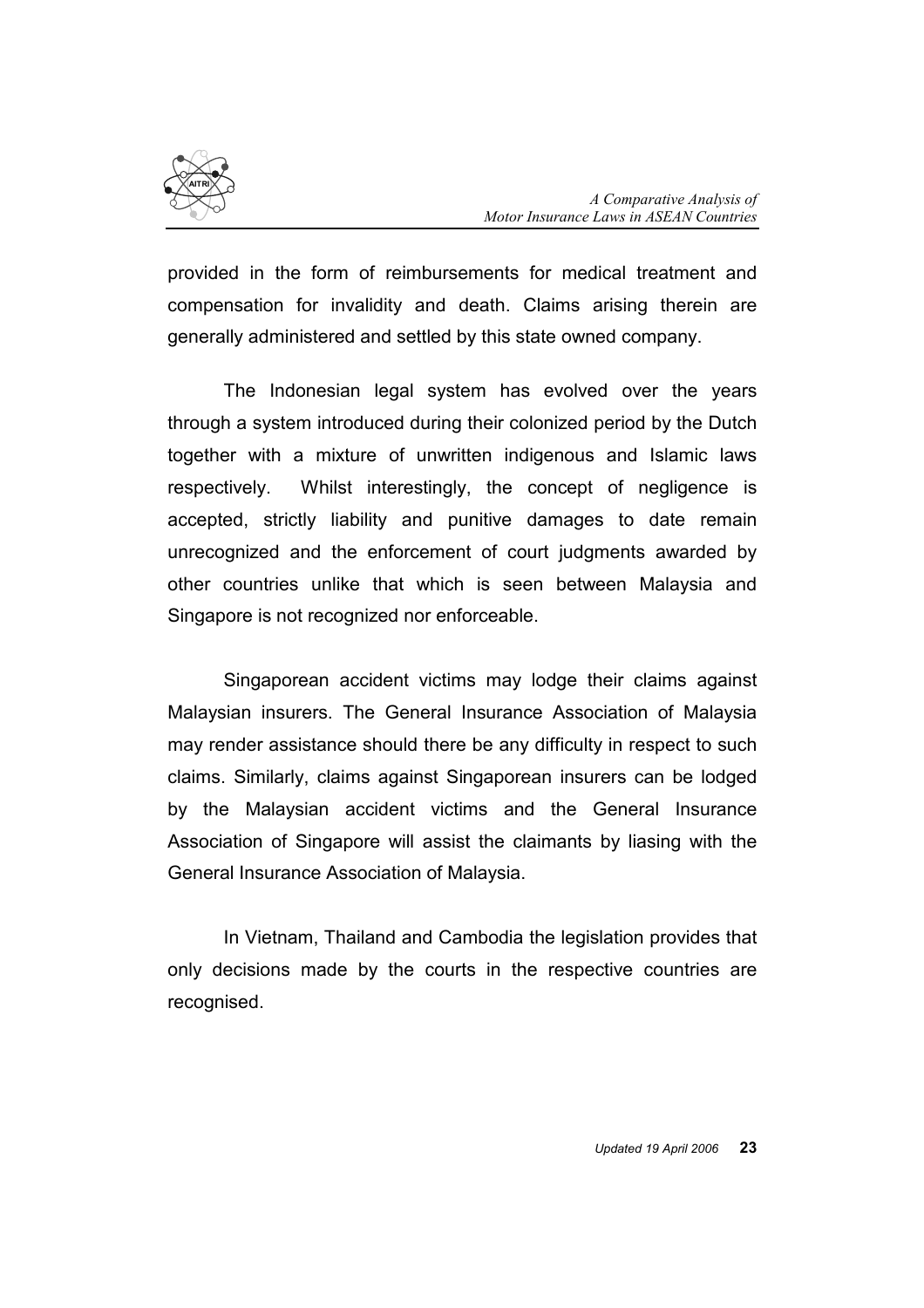provided in the form of reimbursements for medical treatment and compensation for invalidity and death. Claims arising therein are generally administered and settled by this state owned company.

The Indonesian legal system has evolved over the years through a system introduced during their colonized period by the Dutch together with a mixture of unwritten indigenous and Islamic laws respectively. Whilst interestingly, the concept of negligence is accepted, strictly liability and punitive damages to date remain unrecognized and the enforcement of court judgments awarded by other countries unlike that which is seen between Malaysia and Singapore is not recognized nor enforceable.

Singaporean accident victims may lodge their claims against Malaysian insurers. The General Insurance Association of Malaysia may render assistance should there be any difficulty in respect to such claims. Similarly, claims against Singaporean insurers can be lodged by the Malaysian accident victims and the General Insurance Association of Singapore will assist the claimants by liasing with the General Insurance Association of Malaysia.

In Vietnam, Thailand and Cambodia the legislation provides that only decisions made by the courts in the respective countries are recognised.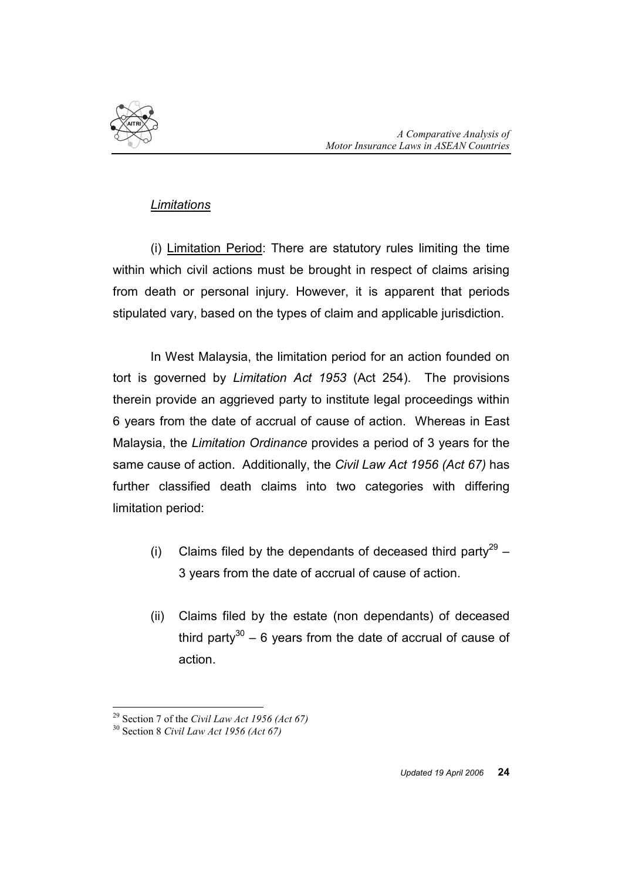*Limitations*

(i) Limitation Period: There are statutory rules limiting the time within which civil actions must be brought in respect of claims arising from death or personal injury. However, it is apparent that periods stipulated vary, based on the types of claim and applicable jurisdiction.

In West Malaysia, the limitation period for an action founded on tort is governed by *Limitation Act 1953* (Act 254). The provisions therein provide an aggrieved party to institute legal proceedings within 6 years from the date of accrual of cause of action. Whereas in East Malaysia, the *Limitation Ordinance* provides a period of 3 years for the same cause of action. Additionally, the *Civil Law Act 1956 (Act 67)* has further classified death claims into two categories with differing limitation period:

(i) Claims filed by the dependants of deceased third party[29] – 3 years from the date of accrual of cause of action.

(ii) Claims filed by the estate (non dependants) of deceased third party[30] – 6 years from the date of accrual of cause of action.

---

[29] Section 7 of the *Civil Law Act 1956 (Act 67)*

[30] Section 8 *Civil Law Act 1956 (Act 67)*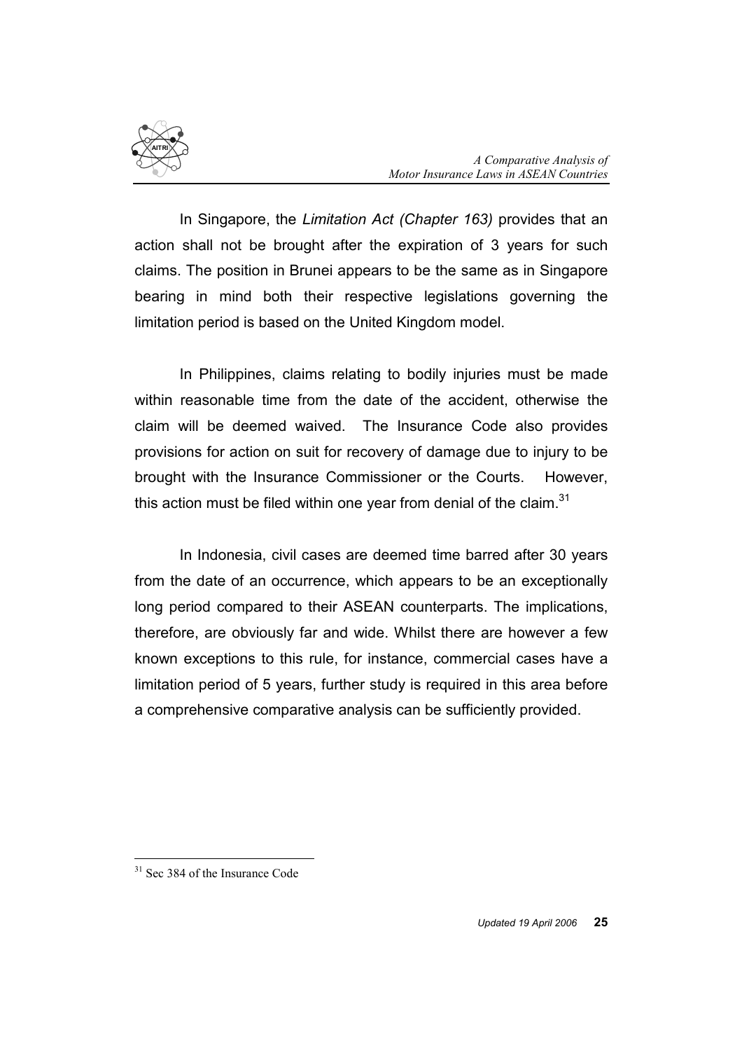In Singapore, the *Limitation Act (Chapter 163)* provides that an action shall not be brought after the expiration of 3 years for such claims. The position in Brunei appears to be the same as in Singapore bearing in mind both their respective legislations governing the limitation period is based on the United Kingdom model.

In Philippines, claims relating to bodily injuries must be made within reasonable time from the date of the accident, otherwise the claim will be deemed waived. The Insurance Code also provides provisions for action on suit for recovery of damage due to injury to be brought with the Insurance Commissioner or the Courts. However, this action must be filed within one year from denial of the claim.[31]

In Indonesia, civil cases are deemed time barred after 30 years from the date of an occurrence, which appears to be an exceptionally long period compared to their ASEAN counterparts. The implications, therefore, are obviously far and wide. Whilst there are however a few known exceptions to this rule, for instance, commercial cases have a limitation period of 5 years, further study is required in this area before a comprehensive comparative analysis can be sufficiently provided.

[31] Sec 384 of the Insurance Code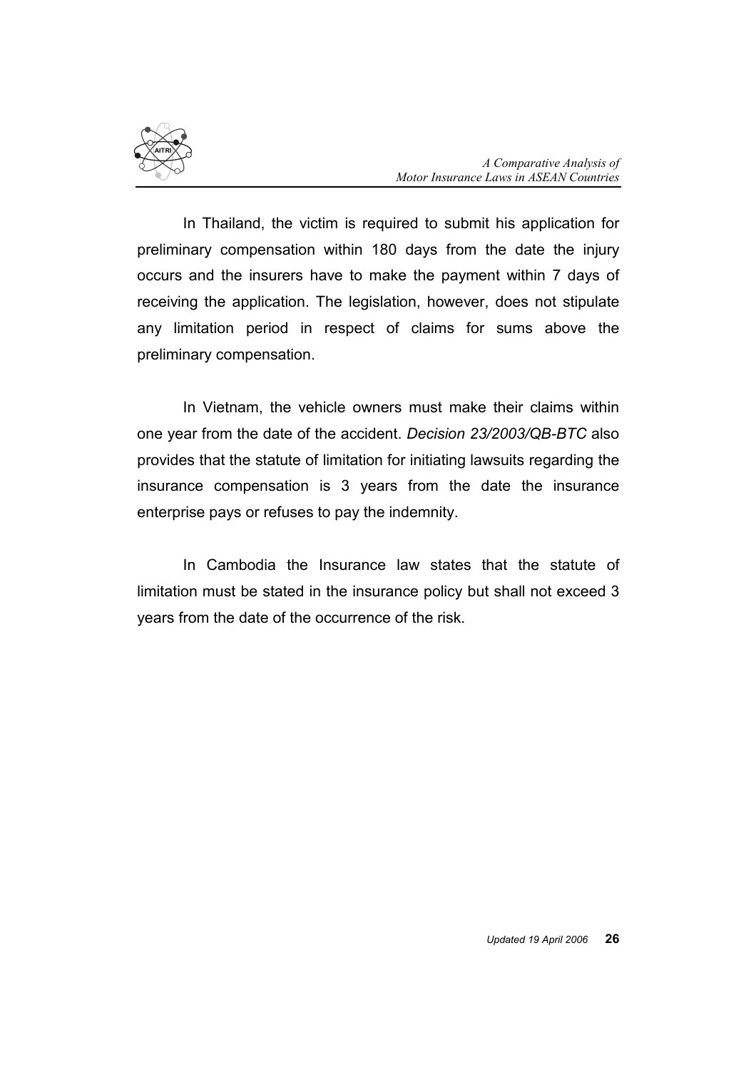In Thailand, the victim is required to submit his application for preliminary compensation within 180 days from the date the injury occurs and the insurers have to make the payment within 7 days of receiving the application. The legislation, however, does not stipulate any limitation period in respect of claims for sums above the preliminary compensation.

In Vietnam, the vehicle owners must make their claims within one year from the date of the accident. *Decision 23/2003/QB-BTC* also provides that the statute of limitation for initiating lawsuits regarding the insurance compensation is 3 years from the date the insurance enterprise pays or refuses to pay the indemnity.

In Cambodia the Insurance law states that the statute of limitation must be stated in the insurance policy but shall not exceed 3 years from the date of the occurrence of the risk.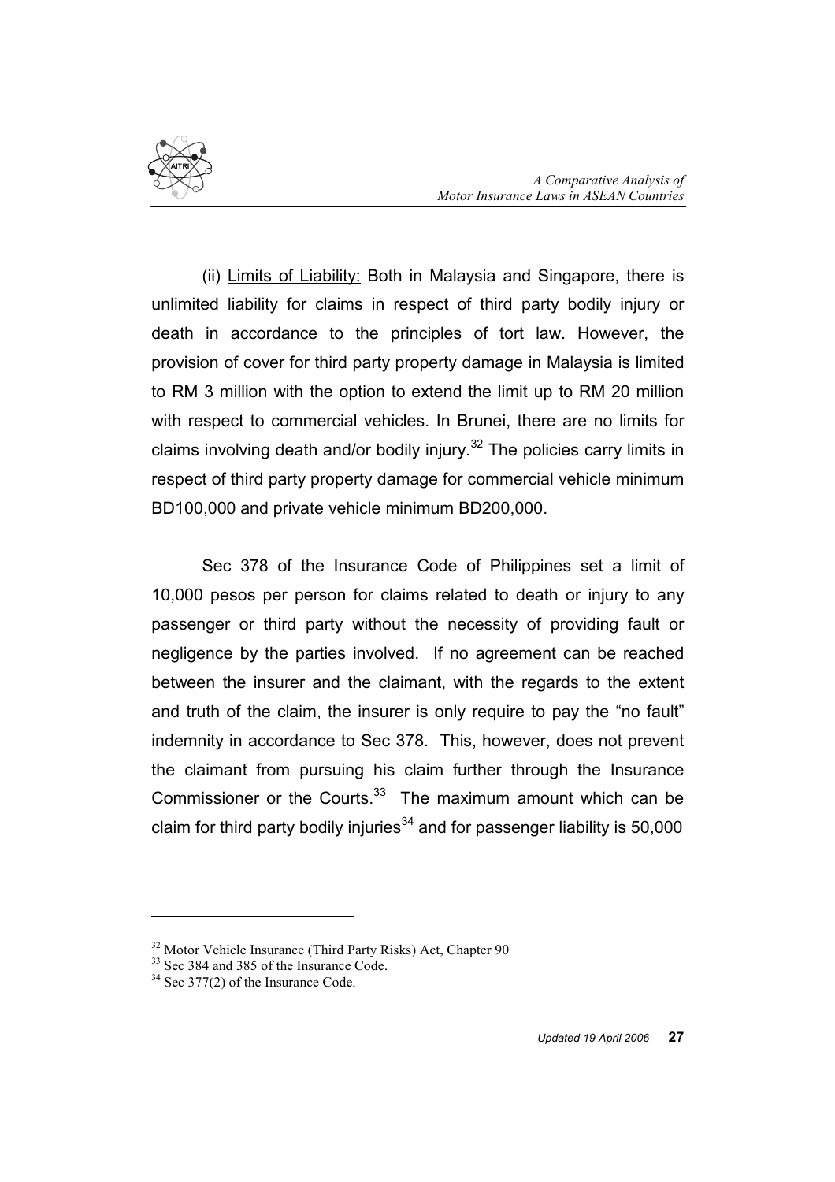(ii) Limits of Liability: Both in Malaysia and Singapore, there is unlimited liability for claims in respect of third party bodily injury or death in accordance to the principles of tort law. However, the provision of cover for third party property damage in Malaysia is limited to RM 3 million with the option to extend the limit up to RM 20 million with respect to commercial vehicles. In Brunei, there are no limits for claims involving death and/or bodily injury.[32] The policies carry limits in respect of third party property damage for commercial vehicle minimum BD100,000 and private vehicle minimum BD200,000.

Sec 378 of the Insurance Code of Philippines set a limit of 10,000 pesos per person for claims related to death or injury to any passenger or third party without the necessity of providing fault or negligence by the parties involved. If no agreement can be reached between the insurer and the claimant, with the regards to the extent and truth of the claim, the insurer is only require to pay the "no fault" indemnity in accordance to Sec 378. This, however, does not prevent the claimant from pursuing his claim further through the Insurance Commissioner or the Courts.[33] The maximum amount which can be claim for third party bodily injuries[34] and for passenger liability is 50,000

---

[32] Motor Vehicle Insurance (Third Party Risks) Act, Chapter 90

[33] Sec 384 and 385 of the Insurance Code.

[34] Sec 377(2) of the Insurance Code.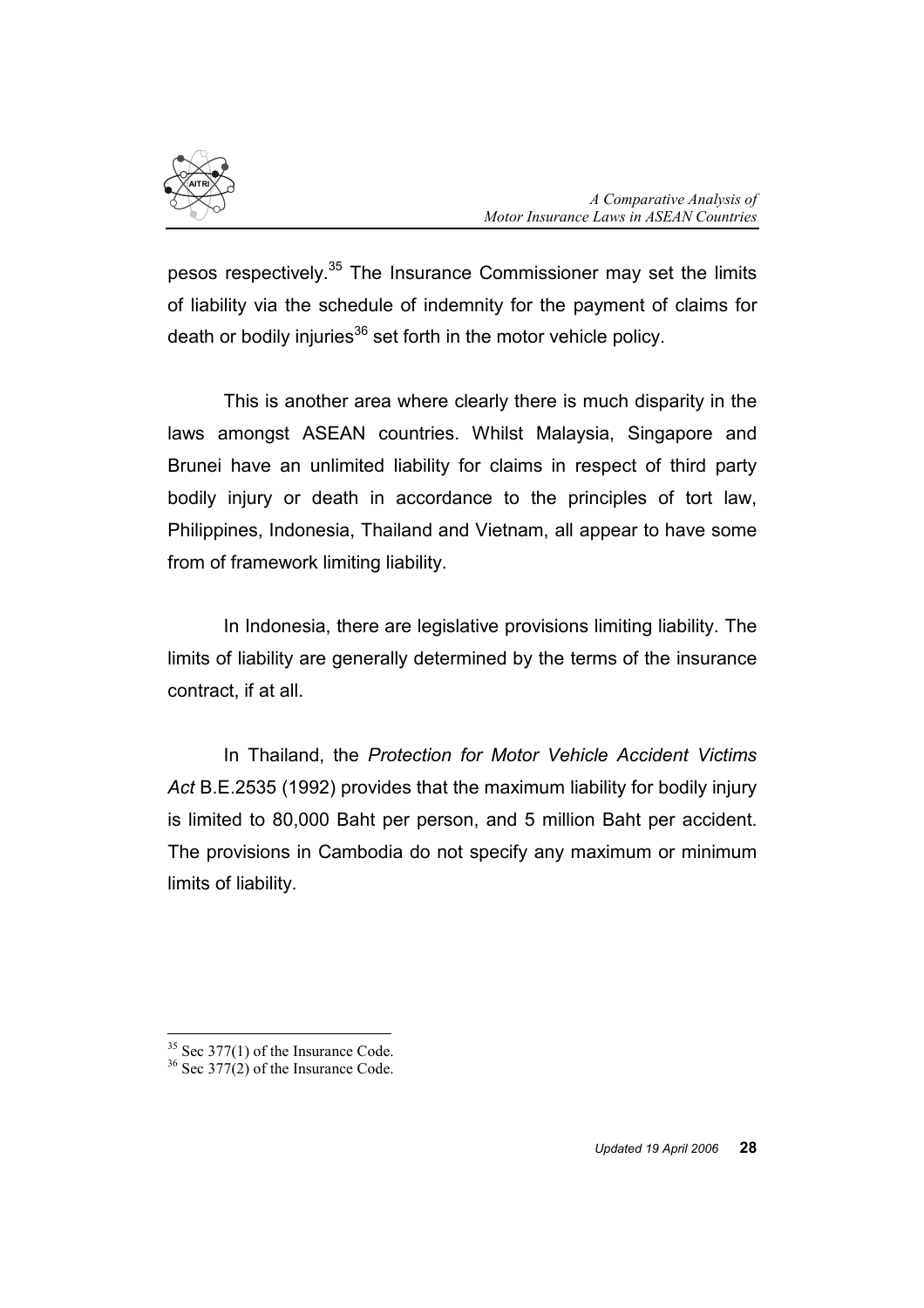pesos respectively.[35] The Insurance Commissioner may set the limits of liability via the schedule of indemnity for the payment of claims for death or bodily injuries[36] set forth in the motor vehicle policy.

This is another area where clearly there is much disparity in the laws amongst ASEAN countries. Whilst Malaysia, Singapore and Brunei have an unlimited liability for claims in respect of third party bodily injury or death in accordance to the principles of tort law, Philippines, Indonesia, Thailand and Vietnam, all appear to have some from of framework limiting liability.

In Indonesia, there are legislative provisions limiting liability. The limits of liability are generally determined by the terms of the insurance contract, if at all.

In Thailand, the *Protection for Motor Vehicle Accident Victims Act* B.E.2535 (1992) provides that the maximum liability for bodily injury is limited to 80,000 Baht per person, and 5 million Baht per accident. The provisions in Cambodia do not specify any maximum or minimum limits of liability.

---

[35] Sec 377(1) of the Insurance Code.

[36] Sec 377(2) of the Insurance Code.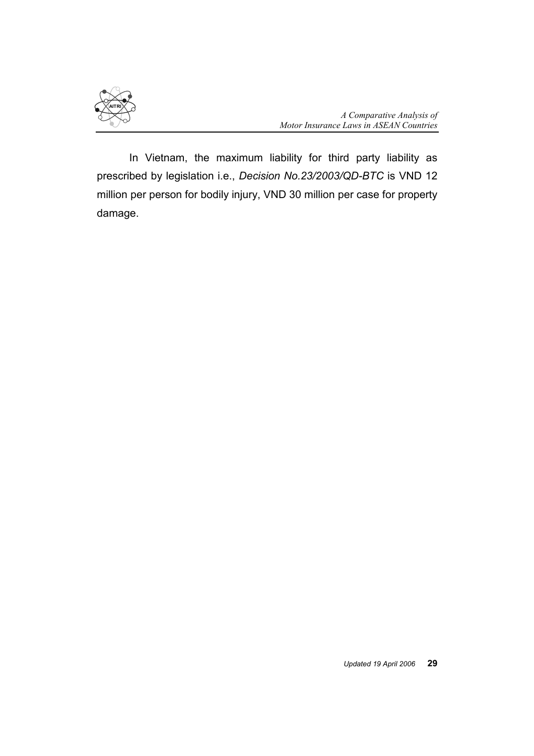In Vietnam, the maximum liability for third party liability as prescribed by legislation i.e., *Decision No.23/2003/QD-BTC* is VND 12 million per person for bodily injury, VND 30 million per case for property damage.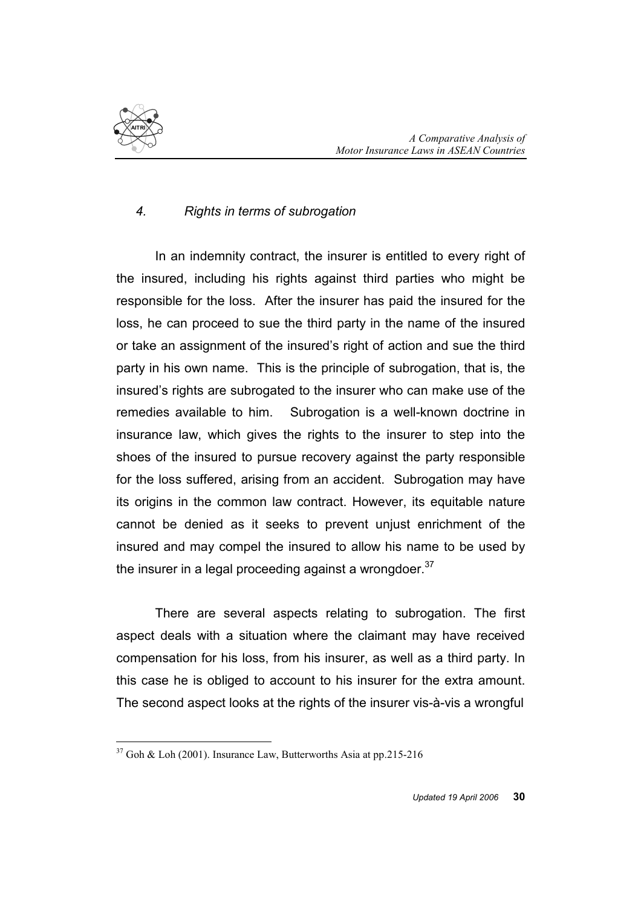*4. Rights in terms of subrogation*

In an indemnity contract, the insurer is entitled to every right of the insured, including his rights against third parties who might be responsible for the loss. After the insurer has paid the insured for the loss, he can proceed to sue the third party in the name of the insured or take an assignment of the insured's right of action and sue the third party in his own name. This is the principle of subrogation, that is, the insured's rights are subrogated to the insurer who can make use of the remedies available to him. Subrogation is a well-known doctrine in insurance law, which gives the rights to the insurer to step into the shoes of the insured to pursue recovery against the party responsible for the loss suffered, arising from an accident. Subrogation may have its origins in the common law contract. However, its equitable nature cannot be denied as it seeks to prevent unjust enrichment of the insured and may compel the insured to allow his name to be used by the insurer in a legal proceeding against a wrongdoer.[37]

There are several aspects relating to subrogation. The first aspect deals with a situation where the claimant may have received compensation for his loss, from his insurer, as well as a third party. In this case he is obliged to account to his insurer for the extra amount. The second aspect looks at the rights of the insurer vis-à-vis a wrongful

---

[37] Goh & Loh (2001). Insurance Law, Butterworths Asia at pp.215-216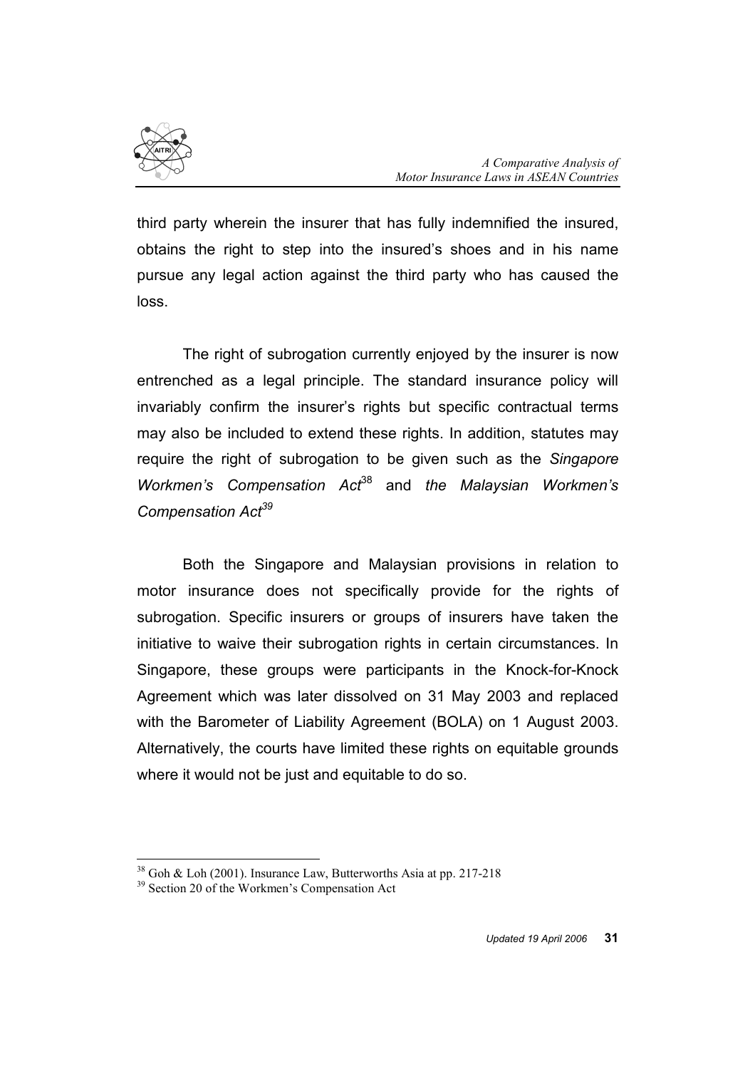third party wherein the insurer that has fully indemnified the insured, obtains the right to step into the insured's shoes and in his name pursue any legal action against the third party who has caused the loss.

The right of subrogation currently enjoyed by the insurer is now entrenched as a legal principle. The standard insurance policy will invariably confirm the insurer's rights but specific contractual terms may also be included to extend these rights. In addition, statutes may require the right of subrogation to be given such as the *Singapore Workmen's Compensation Act*[38] and *the Malaysian Workmen's Compensation Act*[39]

Both the Singapore and Malaysian provisions in relation to motor insurance does not specifically provide for the rights of subrogation. Specific insurers or groups of insurers have taken the initiative to waive their subrogation rights in certain circumstances. In Singapore, these groups were participants in the Knock-for-Knock Agreement which was later dissolved on 31 May 2003 and replaced with the Barometer of Liability Agreement (BOLA) on 1 August 2003. Alternatively, the courts have limited these rights on equitable grounds where it would not be just and equitable to do so.

---

[38] Goh & Loh (2001). Insurance Law, Butterworths Asia at pp. 217-218

[39] Section 20 of the Workmen's Compensation Act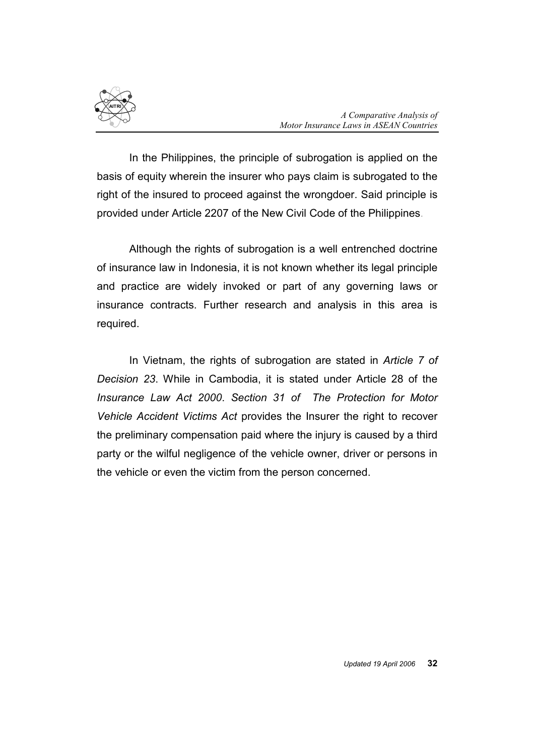In the Philippines, the principle of subrogation is applied on the basis of equity wherein the insurer who pays claim is subrogated to the right of the insured to proceed against the wrongdoer. Said principle is provided under Article 2207 of the New Civil Code of the Philippines.

Although the rights of subrogation is a well entrenched doctrine of insurance law in Indonesia, it is not known whether its legal principle and practice are widely invoked or part of any governing laws or insurance contracts. Further research and analysis in this area is required.

In Vietnam, the rights of subrogation are stated in *Article 7 of Decision 23*. While in Cambodia, it is stated under Article 28 of the *Insurance Law Act 2000*. *Section 31 of The Protection for Motor Vehicle Accident Victims Act* provides the Insurer the right to recover the preliminary compensation paid where the injury is caused by a third party or the wilful negligence of the vehicle owner, driver or persons in the vehicle or even the victim from the person concerned.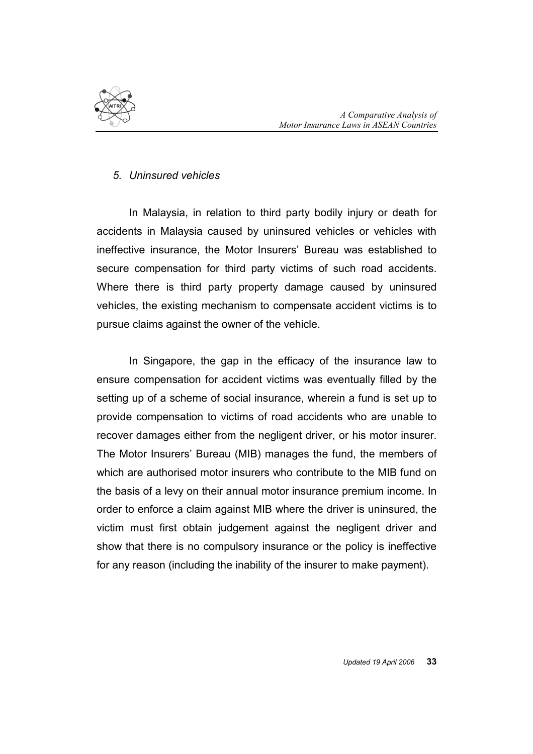*5. Uninsured vehicles*

In Malaysia, in relation to third party bodily injury or death for accidents in Malaysia caused by uninsured vehicles or vehicles with ineffective insurance, the Motor Insurers' Bureau was established to secure compensation for third party victims of such road accidents. Where there is third party property damage caused by uninsured vehicles, the existing mechanism to compensate accident victims is to pursue claims against the owner of the vehicle.

In Singapore, the gap in the efficacy of the insurance law to ensure compensation for accident victims was eventually filled by the setting up of a scheme of social insurance, wherein a fund is set up to provide compensation to victims of road accidents who are unable to recover damages either from the negligent driver, or his motor insurer. The Motor Insurers' Bureau (MIB) manages the fund, the members of which are authorised motor insurers who contribute to the MIB fund on the basis of a levy on their annual motor insurance premium income. In order to enforce a claim against MIB where the driver is uninsured, the victim must first obtain judgement against the negligent driver and show that there is no compulsory insurance or the policy is ineffective for any reason (including the inability of the insurer to make payment).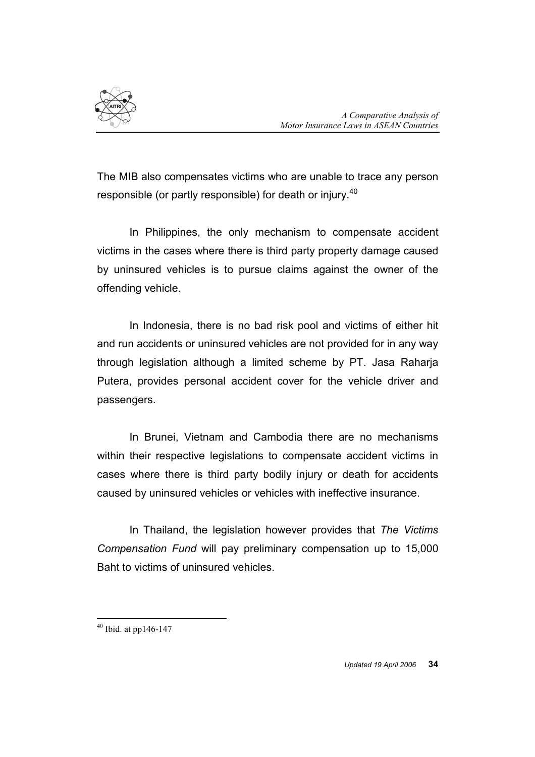The MIB also compensates victims who are unable to trace any person responsible (or partly responsible) for death or injury.[40]

In Philippines, the only mechanism to compensate accident victims in the cases where there is third party property damage caused by uninsured vehicles is to pursue claims against the owner of the offending vehicle.

In Indonesia, there is no bad risk pool and victims of either hit and run accidents or uninsured vehicles are not provided for in any way through legislation although a limited scheme by PT. Jasa Raharja Putera, provides personal accident cover for the vehicle driver and passengers.

In Brunei, Vietnam and Cambodia there are no mechanisms within their respective legislations to compensate accident victims in cases where there is third party bodily injury or death for accidents caused by uninsured vehicles or vehicles with ineffective insurance.

In Thailand, the legislation however provides that *The Victims Compensation Fund* will pay preliminary compensation up to 15,000 Baht to victims of uninsured vehicles.

[40] Ibid. at pp146-147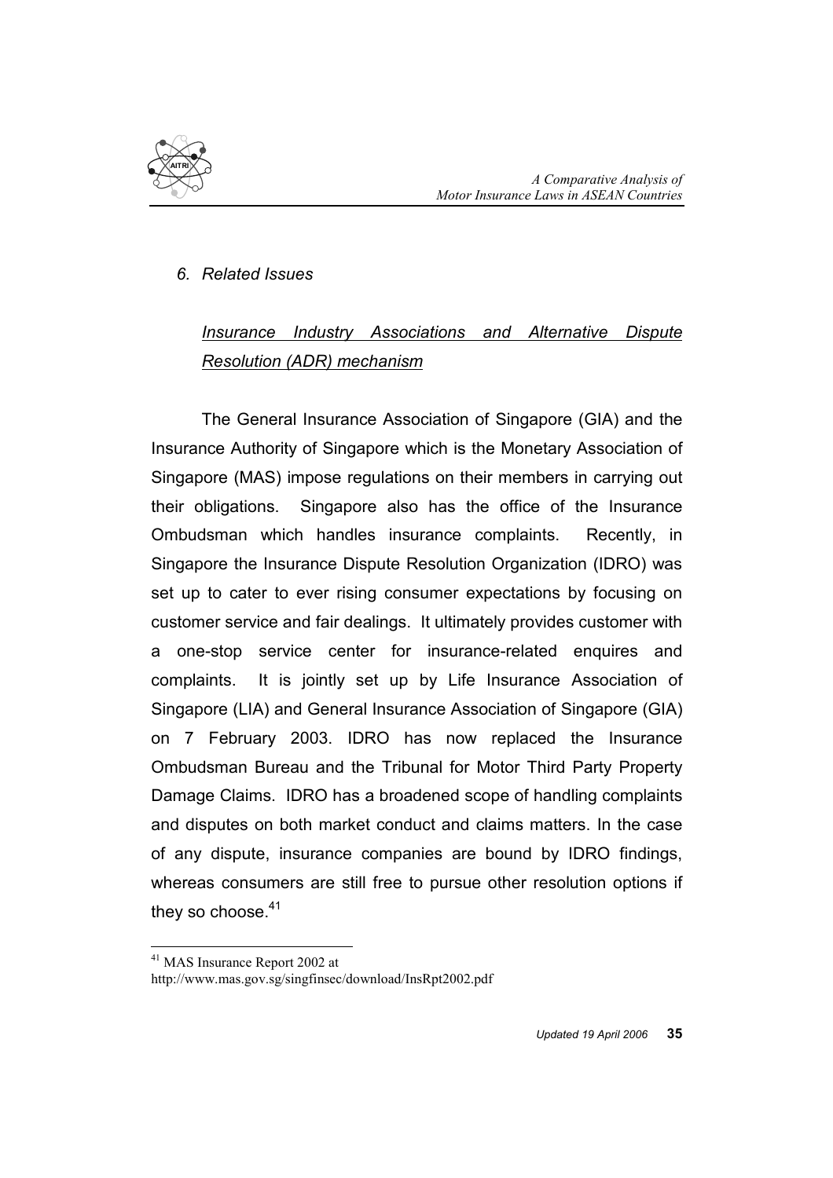## *6. Related Issues*

### *Insurance Industry Associations and Alternative Dispute Resolution (ADR) mechanism*

The General Insurance Association of Singapore (GIA) and the Insurance Authority of Singapore which is the Monetary Association of Singapore (MAS) impose regulations on their members in carrying out their obligations. Singapore also has the office of the Insurance Ombudsman which handles insurance complaints. Recently, in Singapore the Insurance Dispute Resolution Organization (IDRO) was set up to cater to ever rising consumer expectations by focusing on customer service and fair dealings. It ultimately provides customer with a one-stop service center for insurance-related enquires and complaints. It is jointly set up by Life Insurance Association of Singapore (LIA) and General Insurance Association of Singapore (GIA) on 7 February 2003. IDRO has now replaced the Insurance Ombudsman Bureau and the Tribunal for Motor Third Party Property Damage Claims. IDRO has a broadened scope of handling complaints and disputes on both market conduct and claims matters. In the case of any dispute, insurance companies are bound by IDRO findings, whereas consumers are still free to pursue other resolution options if they so choose.[41]

---

[41] MAS Insurance Report 2002 at http://www.mas.gov.sg/singfinsec/download/InsRpt2002.pdf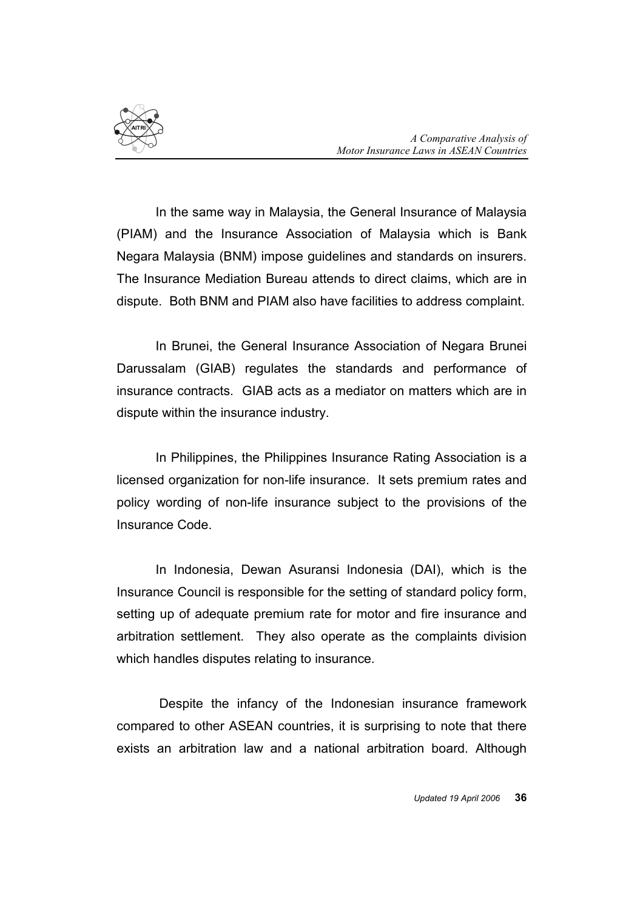In the same way in Malaysia, the General Insurance of Malaysia (PIAM) and the Insurance Association of Malaysia which is Bank Negara Malaysia (BNM) impose guidelines and standards on insurers. The Insurance Mediation Bureau attends to direct claims, which are in dispute. Both BNM and PIAM also have facilities to address complaint.

In Brunei, the General Insurance Association of Negara Brunei Darussalam (GIAB) regulates the standards and performance of insurance contracts. GIAB acts as a mediator on matters which are in dispute within the insurance industry.

In Philippines, the Philippines Insurance Rating Association is a licensed organization for non-life insurance. It sets premium rates and policy wording of non-life insurance subject to the provisions of the Insurance Code.

In Indonesia, Dewan Asuransi Indonesia (DAI), which is the Insurance Council is responsible for the setting of standard policy form, setting up of adequate premium rate for motor and fire insurance and arbitration settlement. They also operate as the complaints division which handles disputes relating to insurance.

Despite the infancy of the Indonesian insurance framework compared to other ASEAN countries, it is surprising to note that there exists an arbitration law and a national arbitration board. Although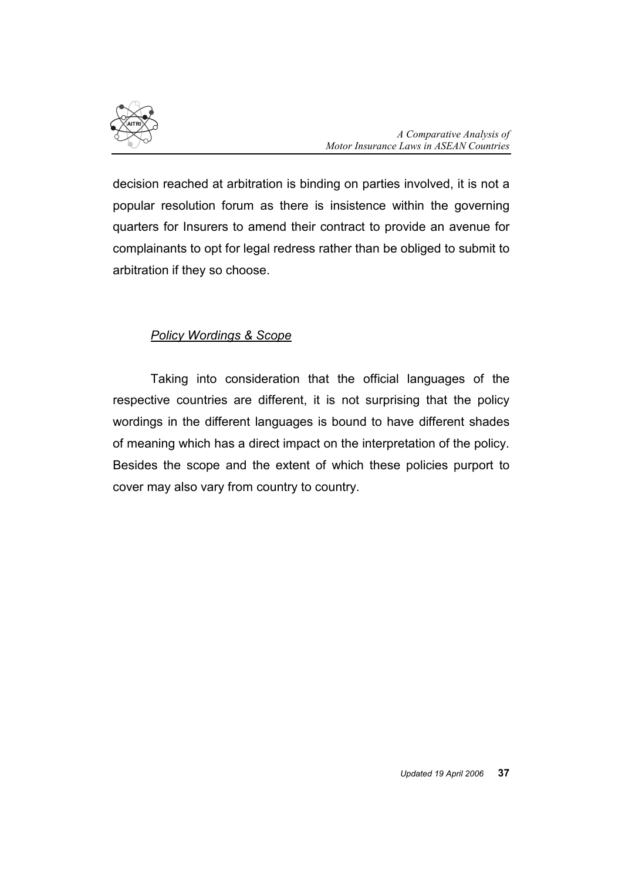decision reached at arbitration is binding on parties involved, it is not a popular resolution forum as there is insistence within the governing quarters for Insurers to amend their contract to provide an avenue for complainants to opt for legal redress rather than be obliged to submit to arbitration if they so choose.

*Policy Wordings & Scope*

Taking into consideration that the official languages of the respective countries are different, it is not surprising that the policy wordings in the different languages is bound to have different shades of meaning which has a direct impact on the interpretation of the policy. Besides the scope and the extent of which these policies purport to cover may also vary from country to country.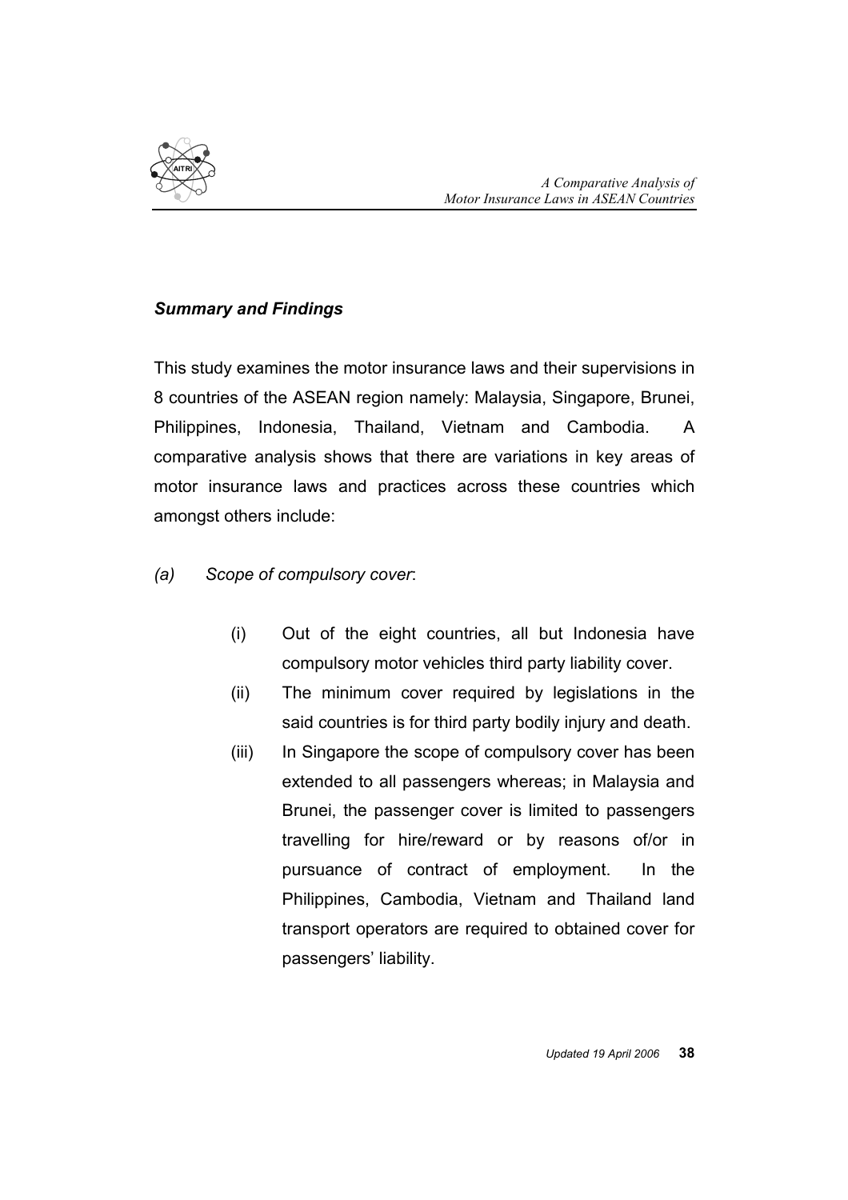***Summary and Findings***

This study examines the motor insurance laws and their supervisions in 8 countries of the ASEAN region namely: Malaysia, Singapore, Brunei, Philippines, Indonesia, Thailand, Vietnam and Cambodia. A comparative analysis shows that there are variations in key areas of motor insurance laws and practices across these countries which amongst others include:

*(a) Scope of compulsory cover*:

(i) Out of the eight countries, all but Indonesia have compulsory motor vehicles third party liability cover.

(ii) The minimum cover required by legislations in the said countries is for third party bodily injury and death.

(iii) In Singapore the scope of compulsory cover has been extended to all passengers whereas; in Malaysia and Brunei, the passenger cover is limited to passengers travelling for hire/reward or by reasons of/or in pursuance of contract of employment. In the Philippines, Cambodia, Vietnam and Thailand land transport operators are required to obtained cover for passengers' liability.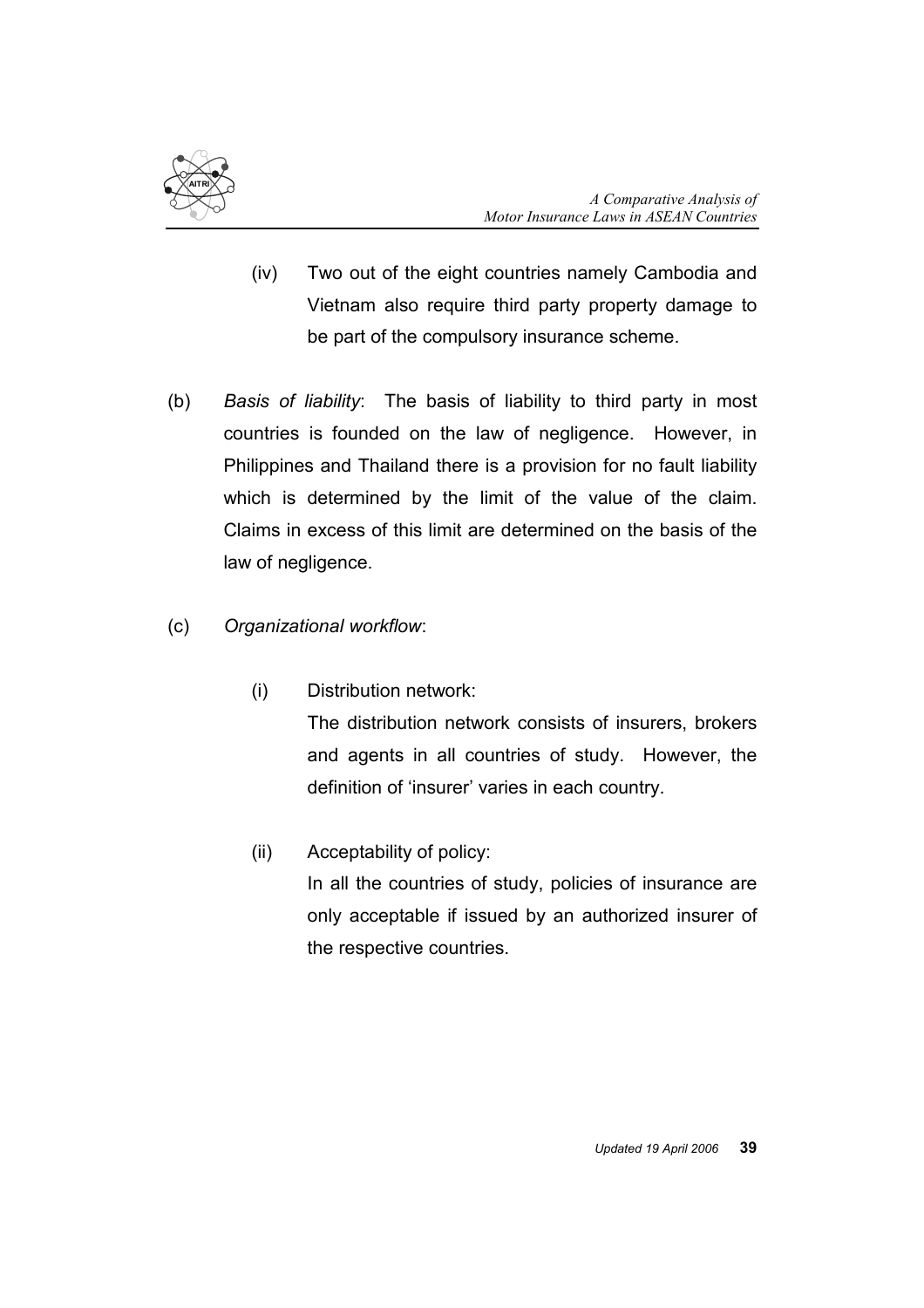(iv) Two out of the eight countries namely Cambodia and Vietnam also require third party property damage to be part of the compulsory insurance scheme.

(b) *Basis of liability*: The basis of liability to third party in most countries is founded on the law of negligence. However, in Philippines and Thailand there is a provision for no fault liability which is determined by the limit of the value of the claim. Claims in excess of this limit are determined on the basis of the law of negligence.

(c) *Organizational workflow*:

(i) Distribution network:
The distribution network consists of insurers, brokers and agents in all countries of study. However, the definition of 'insurer' varies in each country.

(ii) Acceptability of policy:
In all the countries of study, policies of insurance are only acceptable if issued by an authorized insurer of the respective countries.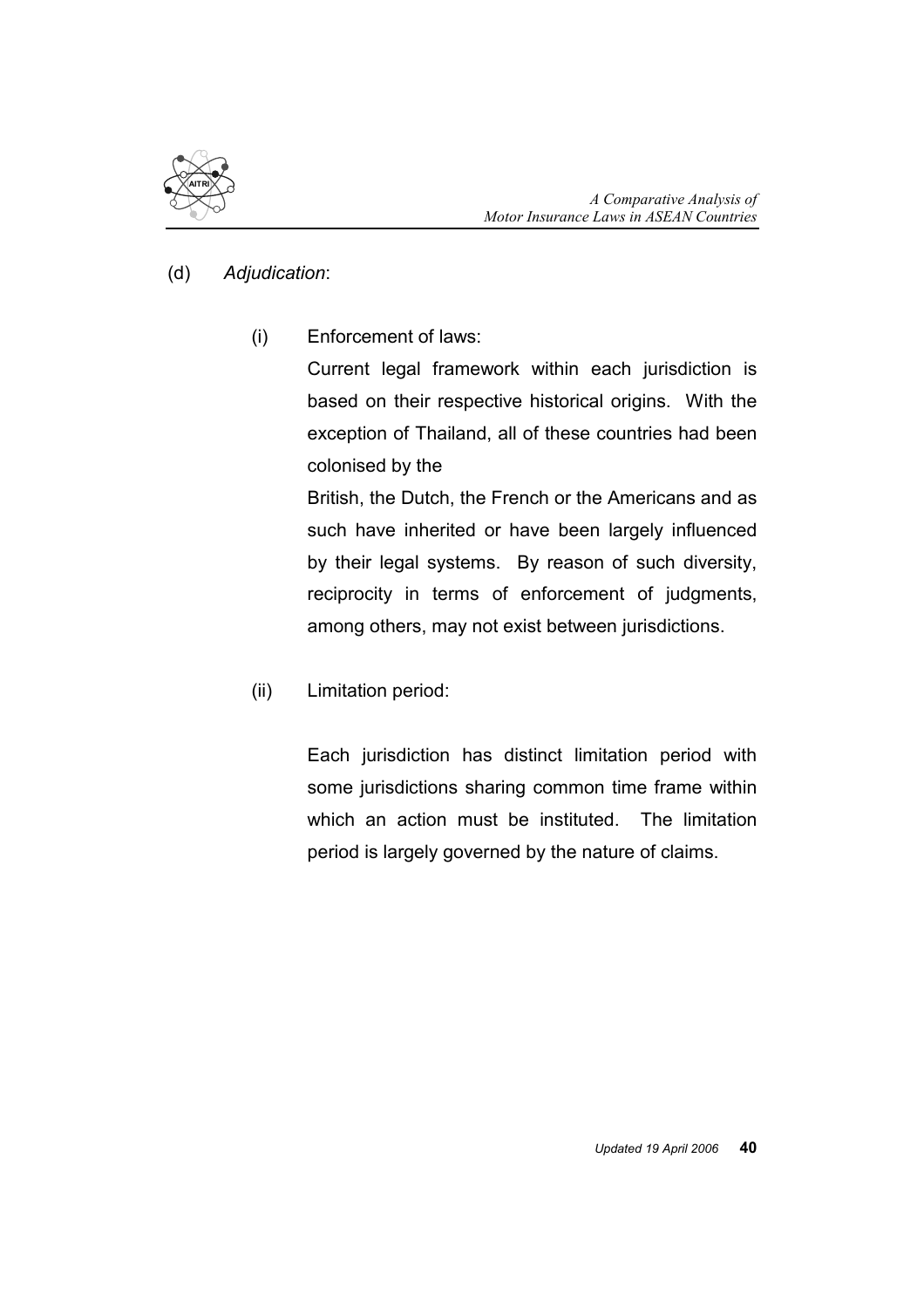(d) *Adjudication*:

(i) Enforcement of laws:

Current legal framework within each jurisdiction is based on their respective historical origins. With the exception of Thailand, all of these countries had been colonised by the British, the Dutch, the French or the Americans and as such have inherited or have been largely influenced by their legal systems. By reason of such diversity, reciprocity in terms of enforcement of judgments, among others, may not exist between jurisdictions.

(ii) Limitation period:

Each jurisdiction has distinct limitation period with some jurisdictions sharing common time frame within which an action must be instituted. The limitation period is largely governed by the nature of claims.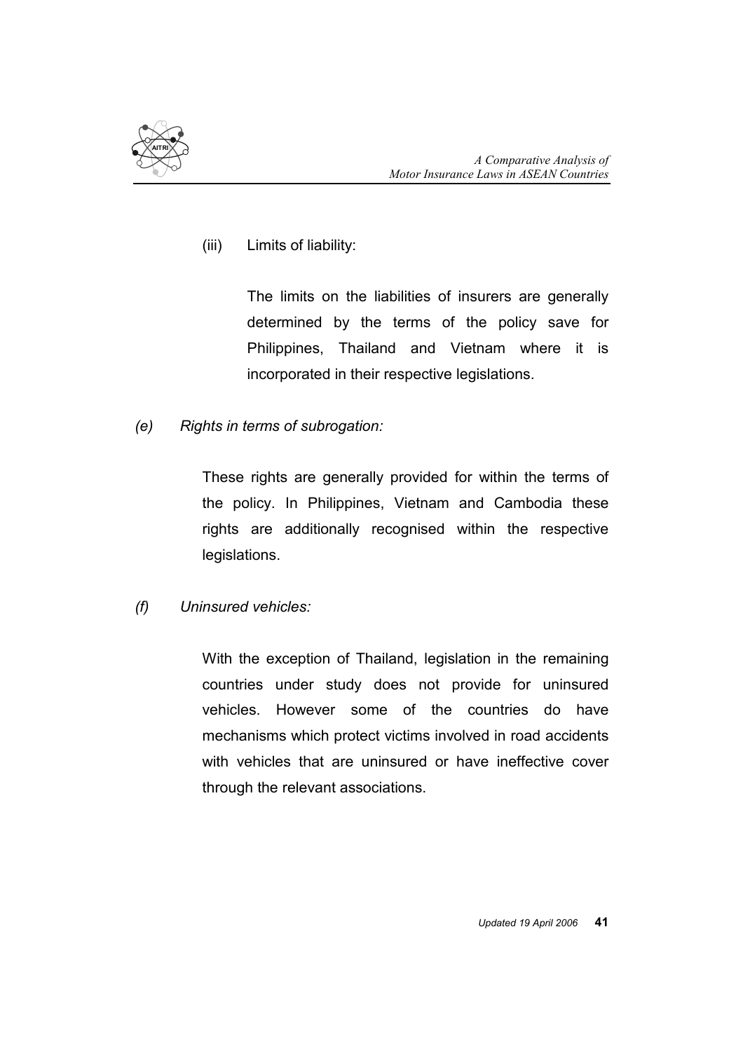(iii) Limits of liability:

The limits on the liabilities of insurers are generally determined by the terms of the policy save for Philippines, Thailand and Vietnam where it is incorporated in their respective legislations.

*(e) Rights in terms of subrogation:*

These rights are generally provided for within the terms of the policy. In Philippines, Vietnam and Cambodia these rights are additionally recognised within the respective legislations.

*(f) Uninsured vehicles:*

With the exception of Thailand, legislation in the remaining countries under study does not provide for uninsured vehicles. However some of the countries do have mechanisms which protect victims involved in road accidents with vehicles that are uninsured or have ineffective cover through the relevant associations.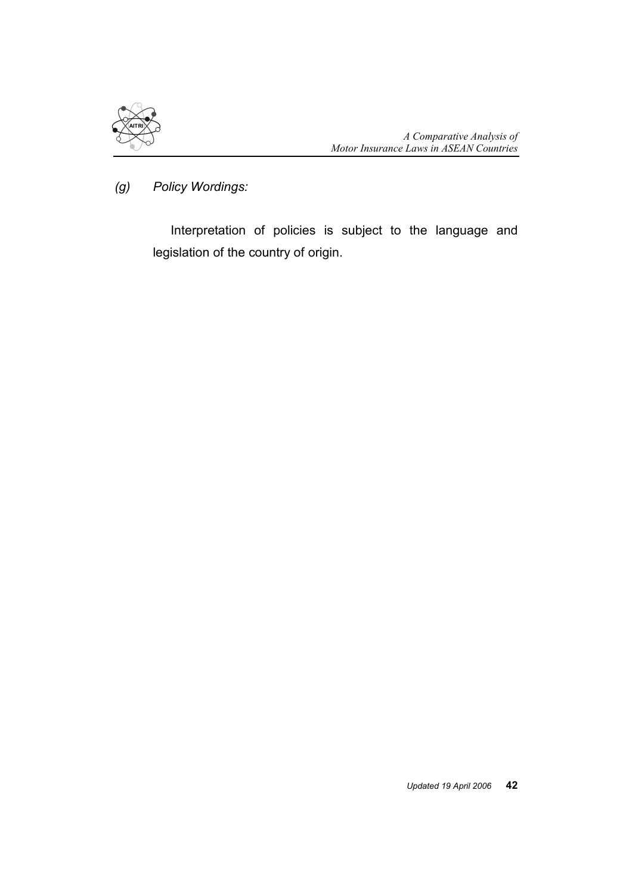*(g) Policy Wordings:*

Interpretation of policies is subject to the language and legislation of the country of origin.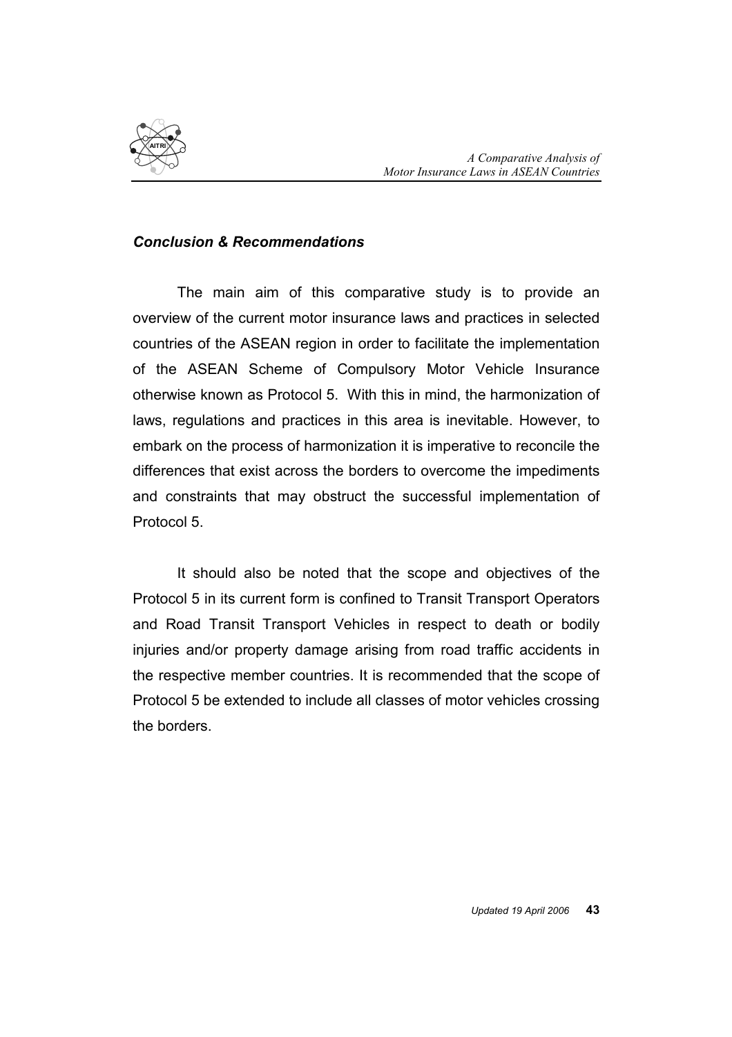***Conclusion & Recommendations***

The main aim of this comparative study is to provide an overview of the current motor insurance laws and practices in selected countries of the ASEAN region in order to facilitate the implementation of the ASEAN Scheme of Compulsory Motor Vehicle Insurance otherwise known as Protocol 5. With this in mind, the harmonization of laws, regulations and practices in this area is inevitable. However, to embark on the process of harmonization it is imperative to reconcile the differences that exist across the borders to overcome the impediments and constraints that may obstruct the successful implementation of Protocol 5.

It should also be noted that the scope and objectives of the Protocol 5 in its current form is confined to Transit Transport Operators and Road Transit Transport Vehicles in respect to death or bodily injuries and/or property damage arising from road traffic accidents in the respective member countries. It is recommended that the scope of Protocol 5 be extended to include all classes of motor vehicles crossing the borders.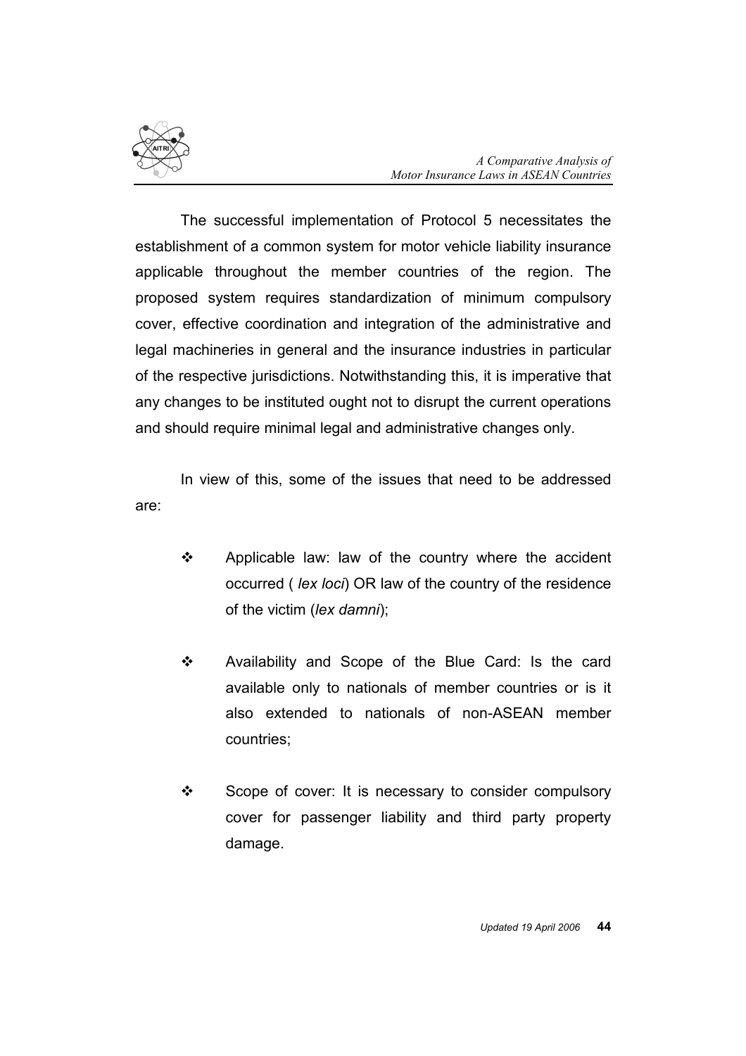The successful implementation of Protocol 5 necessitates the establishment of a common system for motor vehicle liability insurance applicable throughout the member countries of the region. The proposed system requires standardization of minimum compulsory cover, effective coordination and integration of the administrative and legal machineries in general and the insurance industries in particular of the respective jurisdictions. Notwithstanding this, it is imperative that any changes to be instituted ought not to disrupt the current operations and should require minimal legal and administrative changes only.

In view of this, some of the issues that need to be addressed are:

- Applicable law: law of the country where the accident occurred ( *lex loci*) OR law of the country of the residence of the victim (*lex damni*);

- Availability and Scope of the Blue Card: Is the card available only to nationals of member countries or is it also extended to nationals of non-ASEAN member countries;

- Scope of cover: It is necessary to consider compulsory cover for passenger liability and third party property damage.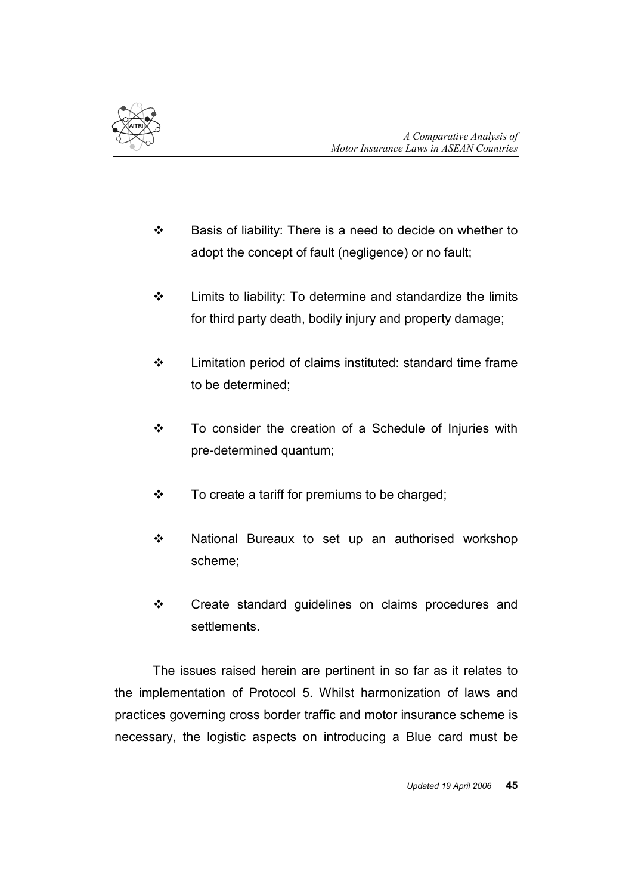- Basis of liability: There is a need to decide on whether to adopt the concept of fault (negligence) or no fault;

- Limits to liability: To determine and standardize the limits for third party death, bodily injury and property damage;

- Limitation period of claims instituted: standard time frame to be determined;

- To consider the creation of a Schedule of Injuries with pre-determined quantum;

- To create a tariff for premiums to be charged;

- National Bureaux to set up an authorised workshop scheme;

- Create standard guidelines on claims procedures and settlements.

The issues raised herein are pertinent in so far as it relates to the implementation of Protocol 5. Whilst harmonization of laws and practices governing cross border traffic and motor insurance scheme is necessary, the logistic aspects on introducing a Blue card must be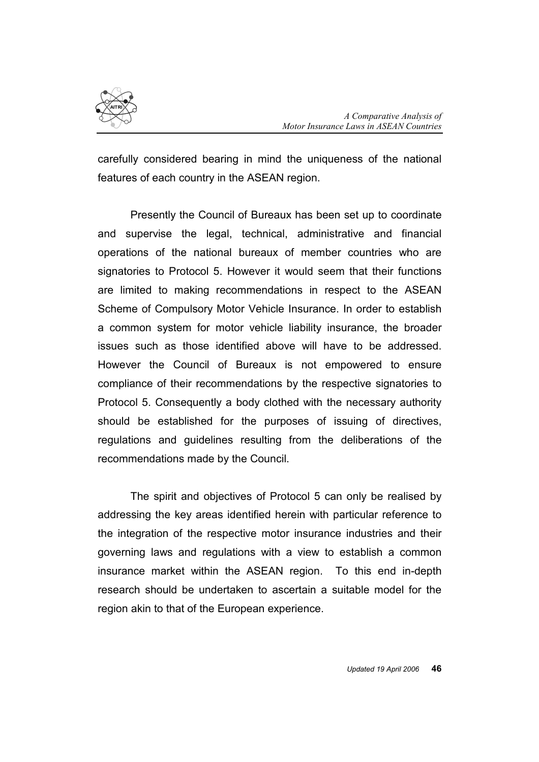carefully considered bearing in mind the uniqueness of the national features of each country in the ASEAN region.

Presently the Council of Bureaux has been set up to coordinate and supervise the legal, technical, administrative and financial operations of the national bureaux of member countries who are signatories to Protocol 5. However it would seem that their functions are limited to making recommendations in respect to the ASEAN Scheme of Compulsory Motor Vehicle Insurance. In order to establish a common system for motor vehicle liability insurance, the broader issues such as those identified above will have to be addressed. However the Council of Bureaux is not empowered to ensure compliance of their recommendations by the respective signatories to Protocol 5. Consequently a body clothed with the necessary authority should be established for the purposes of issuing of directives, regulations and guidelines resulting from the deliberations of the recommendations made by the Council.

The spirit and objectives of Protocol 5 can only be realised by addressing the key areas identified herein with particular reference to the integration of the respective motor insurance industries and their governing laws and regulations with a view to establish a common insurance market within the ASEAN region. To this end in-depth research should be undertaken to ascertain a suitable model for the region akin to that of the European experience.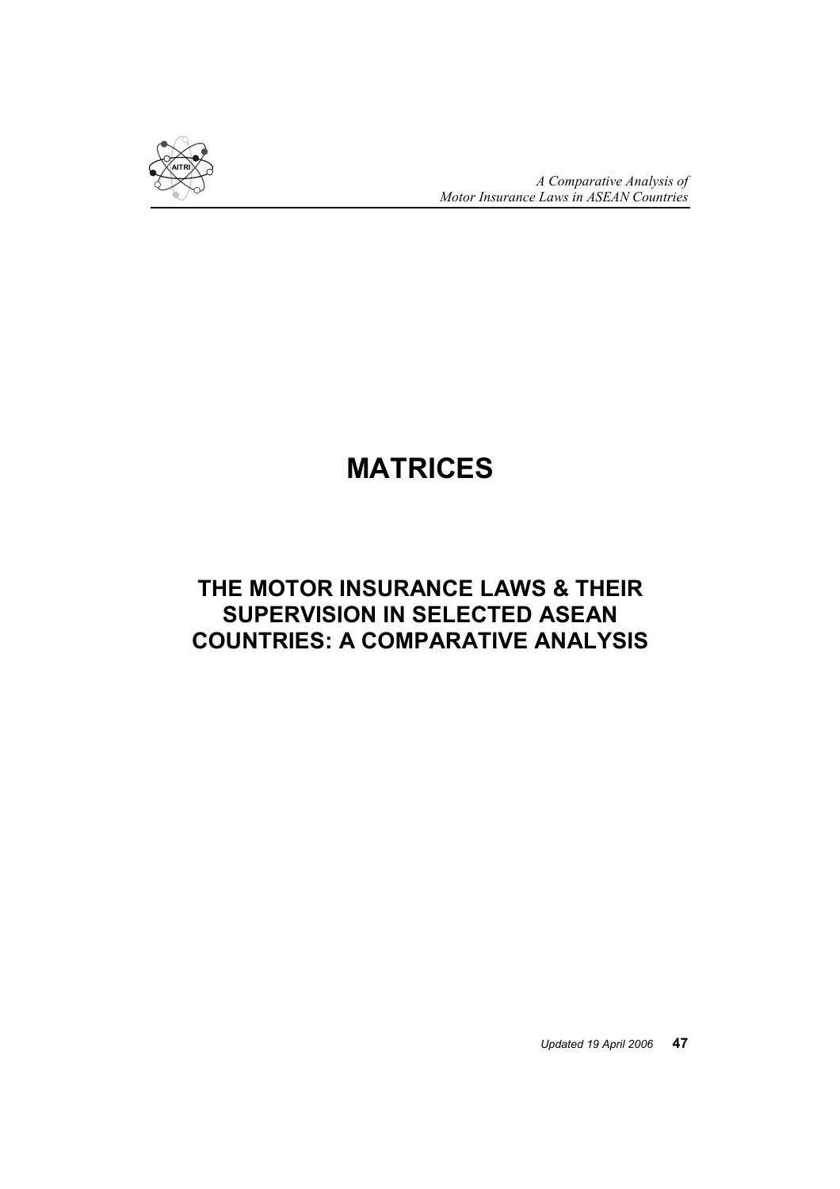# MATRICES

## THE MOTOR INSURANCE LAWS & THEIR SUPERVISION IN SELECTED ASEAN COUNTRIES: A COMPARATIVE ANALYSIS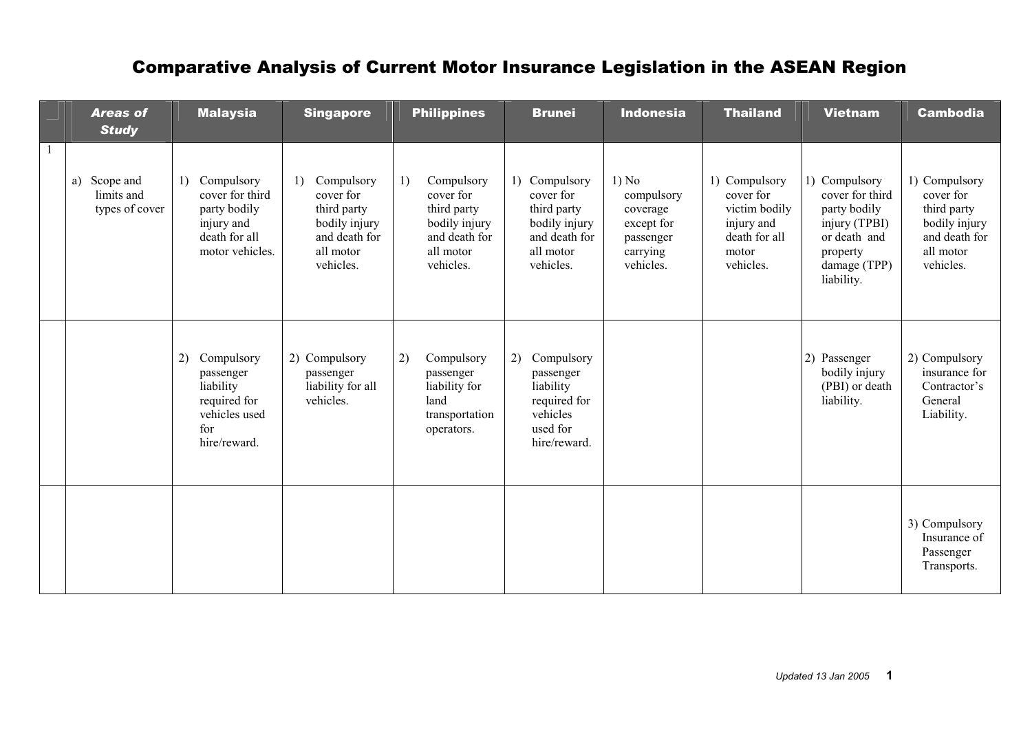# Comparative Analysis of Current Motor Insurance Legislation in the ASEAN Region

| | *Areas of Study* | Malaysia | Singapore | Philippines | Brunei | Indonesia | Thailand | Vietnam | Cambodia |
|---|---|---|---|---|---|---|---|---|---|
| 1 | a) Scope and limits and types of cover | 1) Compulsory cover for third party bodily injury and death for all motor vehicles. | 1) Compulsory cover for third party bodily injury and death for all motor vehicles. | 1) Compulsory cover for third party bodily injury and death for all motor vehicles. | 1) Compulsory cover for third party bodily injury and death for all motor vehicles. | 1) No compulsory coverage except for passenger carrying vehicles. | 1) Compulsory cover for victim bodily injury and death for all motor vehicles. | 1) Compulsory cover for third party bodily injury (TPBI) or death and property damage (TPP) liability. | 1) Compulsory cover for third party bodily injury and death for all motor vehicles. |
| | | 2) Compulsory passenger liability required for vehicles used for hire/reward. | 2) Compulsory passenger liability for all vehicles. | 2) Compulsory passenger liability for land transportation operators. | 2) Compulsory passenger liability required for vehicles used for hire/reward. | | | 2) Passenger bodily injury (PBI) or death liability. | 2) Compulsory insurance for Contractor's General Liability. |
| | | | | | | | | | 3) Compulsory Insurance of Passenger Transports. |

*Updated 13 Jan 2005*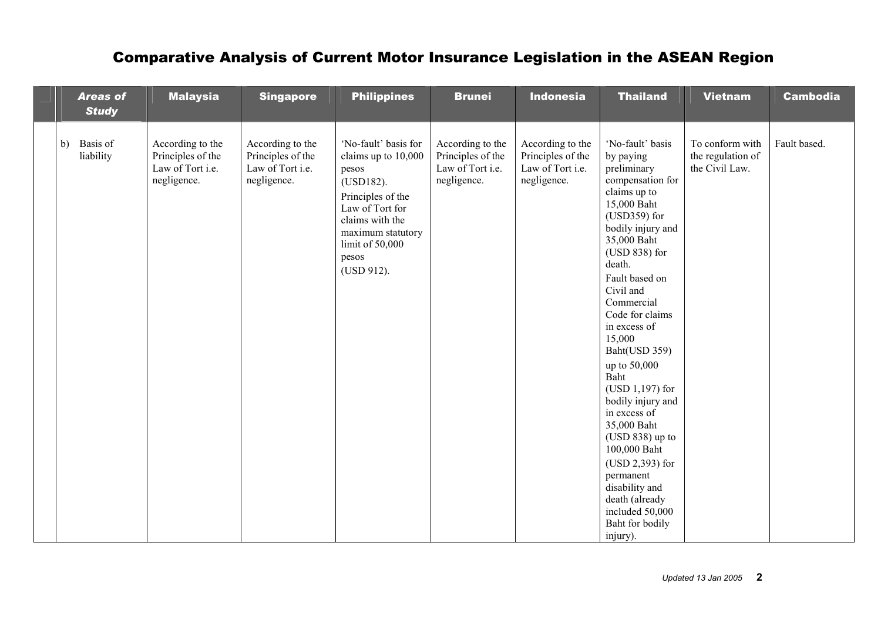# Comparative Analysis of Current Motor Insurance Legislation in the ASEAN Region

| | *Areas of Study* | Malaysia | Singapore | Philippines | Brunei | Indonesia | Thailand | Vietnam | Cambodia |
|---|---|---|---|---|---|---|---|---|---|
| b) | Basis of liability | According to the Principles of the Law of Tort i.e. negligence. | According to the Principles of the Law of Tort i.e. negligence. | 'No-fault' basis for claims up to 10,000 pesos (USD182). Principles of the Law of Tort for claims with the maximum statutory limit of 50,000 pesos (USD 912). | According to the Principles of the Law of Tort i.e. negligence. | According to the Principles of the Law of Tort i.e. negligence. | 'No-fault' basis by paying preliminary compensation for claims up to 15,000 Baht (USD359) for bodily injury and 35,000 Baht (USD 838) for death. Fault based on Civil and Commercial Code for claims in excess of 15,000 Baht(USD 359) up to 50,000 Baht (USD 1,197) for bodily injury and in excess of 35,000 Baht (USD 838) up to 100,000 Baht (USD 2,393) for permanent disability and death (already included 50,000 Baht for bodily injury). | To conform with the regulation of the Civil Law. | Fault based. |

*Updated 13 Jan 2005*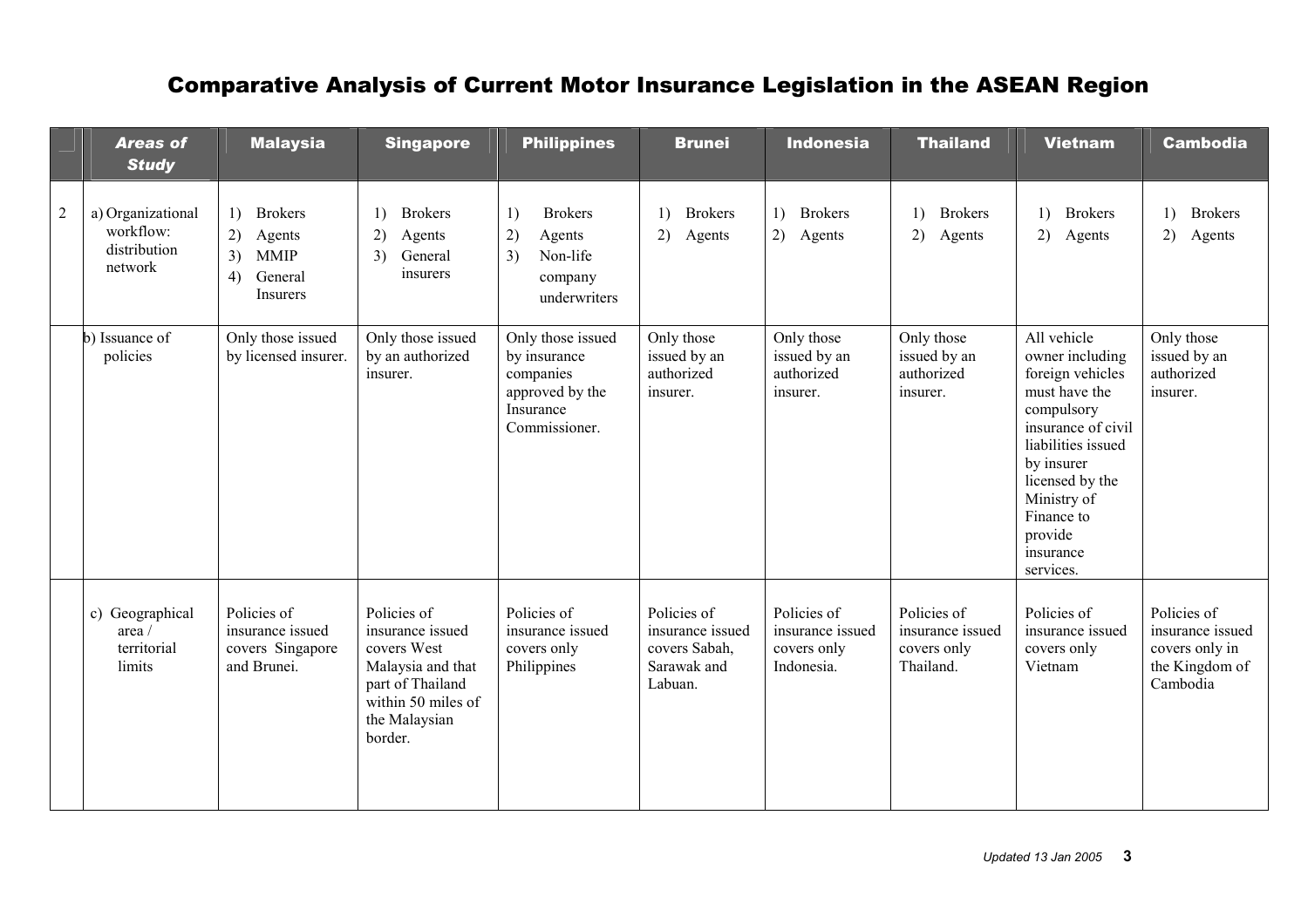# Comparative Analysis of Current Motor Insurance Legislation in the ASEAN Region

| | *Areas of Study* | Malaysia | Singapore | Philippines | Brunei | Indonesia | Thailand | Vietnam | Cambodia |
|---|---|---|---|---|---|---|---|---|---|
| 2 | a) Organizational workflow: distribution network | 1) Brokers 2) Agents 3) MMIP 4) General Insurers | 1) Brokers 2) Agents 3) General insurers | 1) Brokers 2) Agents 3) Non-life company underwriters | 1) Brokers 2) Agents | 1) Brokers 2) Agents | 1) Brokers 2) Agents | 1) Brokers 2) Agents | 1) Brokers 2) Agents |
| | b) Issuance of policies | Only those issued by licensed insurer. | Only those issued by an authorized insurer. | Only those issued by insurance companies approved by the Insurance Commissioner. | Only those issued by an authorized insurer. | Only those issued by an authorized insurer. | Only those issued by an authorized insurer. | All vehicle owner including foreign vehicles must have the compulsory insurance of civil liabilities issued by insurer licensed by the Ministry of Finance to provide insurance services. | Only those issued by an authorized insurer. |
| | c) Geographical area / territorial limits | Policies of insurance issued covers Singapore and Brunei. | Policies of insurance issued covers West Malaysia and that part of Thailand within 50 miles of the Malaysian border. | Policies of insurance issued covers only Philippines | Policies of insurance issued covers Sabah, Sarawak and Labuan. | Policies of insurance issued covers only Indonesia. | Policies of insurance issued covers only Thailand. | Policies of insurance issued covers only Vietnam | Policies of insurance issued covers only in the Kingdom of Cambodia |

*Updated 13 Jan 2005*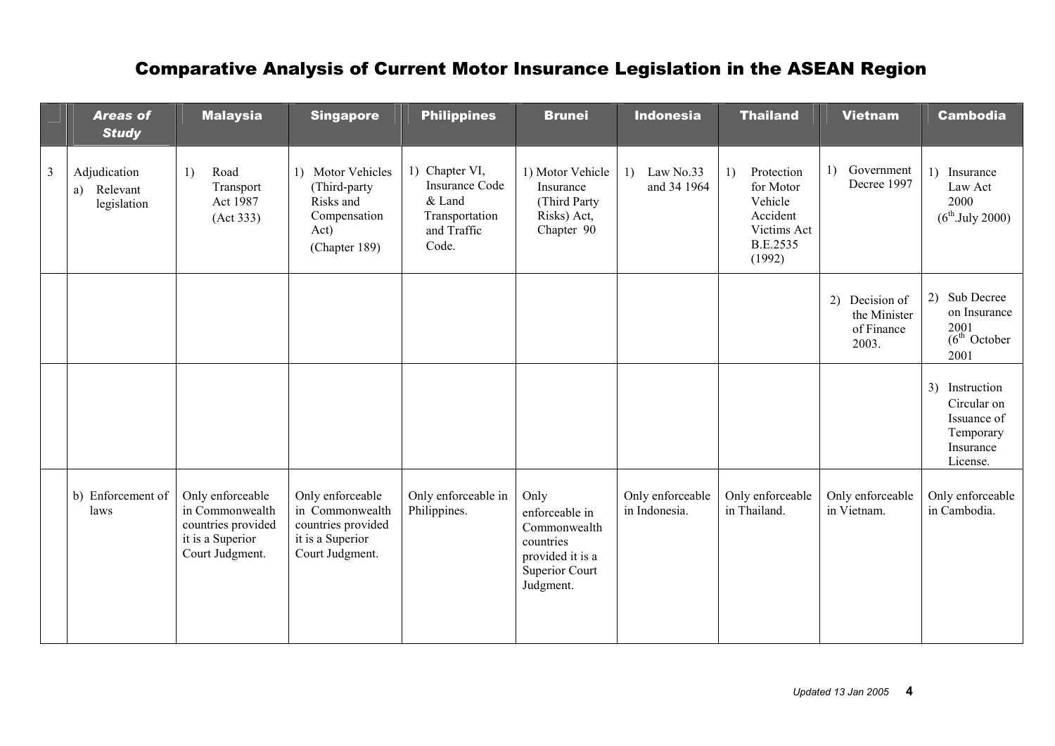# Comparative Analysis of Current Motor Insurance Legislation in the ASEAN Region

| | ***Areas of Study*** | **Malaysia** | **Singapore** | **Philippines** | **Brunei** | **Indonesia** | **Thailand** | **Vietnam** | **Cambodia** |
|---|---|---|---|---|---|---|---|---|---|
| 3 | Adjudication<br>a) Relevant legislation | 1) Road Transport Act 1987 (Act 333) | 1) Motor Vehicles (Third-party Risks and Compensation Act) (Chapter 189) | 1) Chapter VI, Insurance Code & Land Transportation and Traffic Code. | 1) Motor Vehicle Insurance (Third Party Risks) Act, Chapter 90 | 1) Law No.33 and 34 1964 | 1) Protection for Motor Vehicle Accident Victims Act B.E.2535 (1992) | 1) Government Decree 1997 | 1) Insurance Law Act 2000 (6th.July 2000) |
| | | | | | | | | 2) Decision of the Minister of Finance 2003. | 2) Sub Decree on Insurance 2001 (6th October 2001 |
| | | | | | | | | | 3) Instruction Circular on Issuance of Temporary Insurance License. |
| | b) Enforcement of laws | Only enforceable in Commonwealth countries provided it is a Superior Court Judgment. | Only enforceable in Commonwealth countries provided it is a Superior Court Judgment. | Only enforceable in Philippines. | Only enforceable in Commonwealth countries provided it is a Superior Court Judgment. | Only enforceable in Indonesia. | Only enforceable in Thailand. | Only enforceable in Vietnam. | Only enforceable in Cambodia. |

*Updated 13 Jan 2005*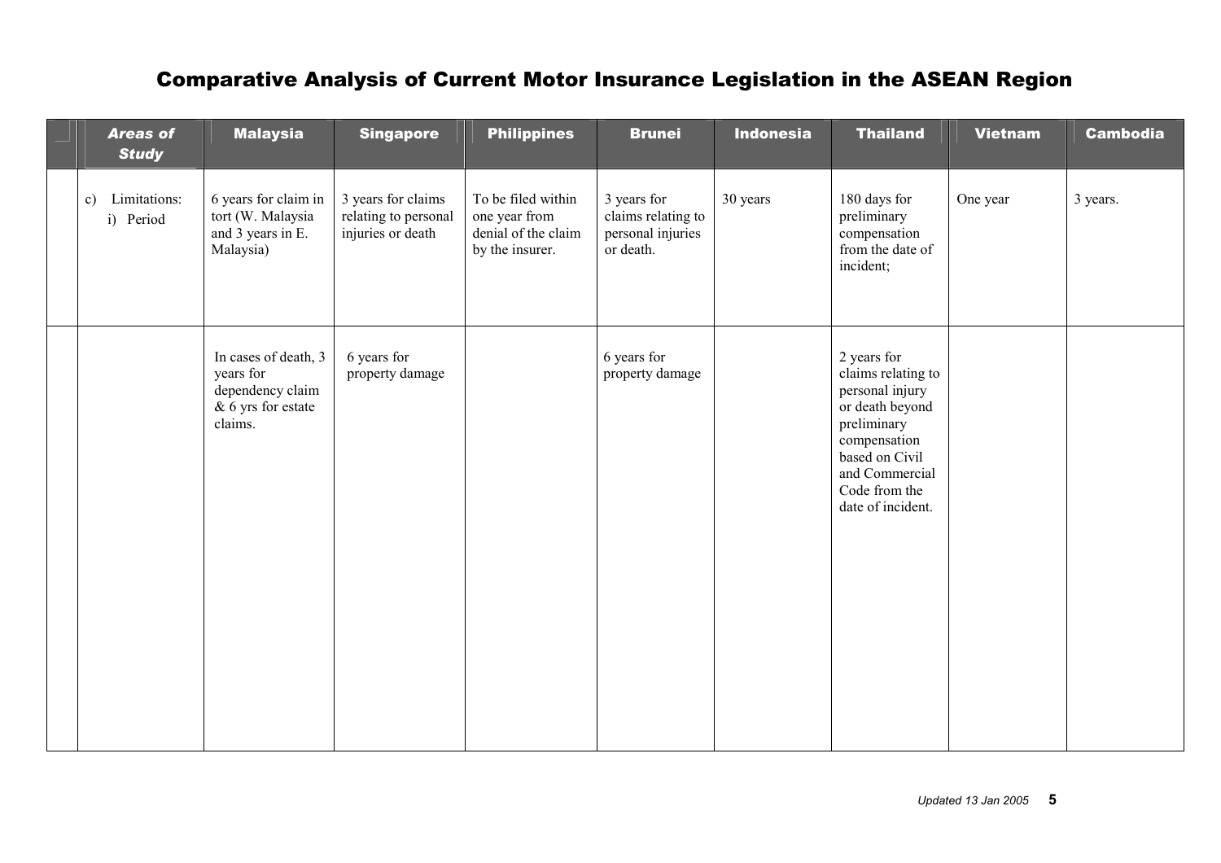# Comparative Analysis of Current Motor Insurance Legislation in the ASEAN Region

| | *Areas of Study* | Malaysia | Singapore | Philippines | Brunei | Indonesia | Thailand | Vietnam | Cambodia |
|---|---|---|---|---|---|---|---|---|---|
| | c) Limitations: i) Period | 6 years for claim in tort (W. Malaysia and 3 years in E. Malaysia) | 3 years for claims relating to personal injuries or death | To be filed within one year from denial of the claim by the insurer. | 3 years for claims relating to personal injuries or death. | 30 years | 180 days for preliminary compensation from the date of incident; | One year | 3 years. |
| | | In cases of death, 3 years for dependency claim & 6 yrs for estate claims. | 6 years for property damage | | 6 years for property damage | | 2 years for claims relating to personal injury or death beyond preliminary compensation based on Civil and Commercial Code from the date of incident. | | |

*Updated 13 Jan 2005*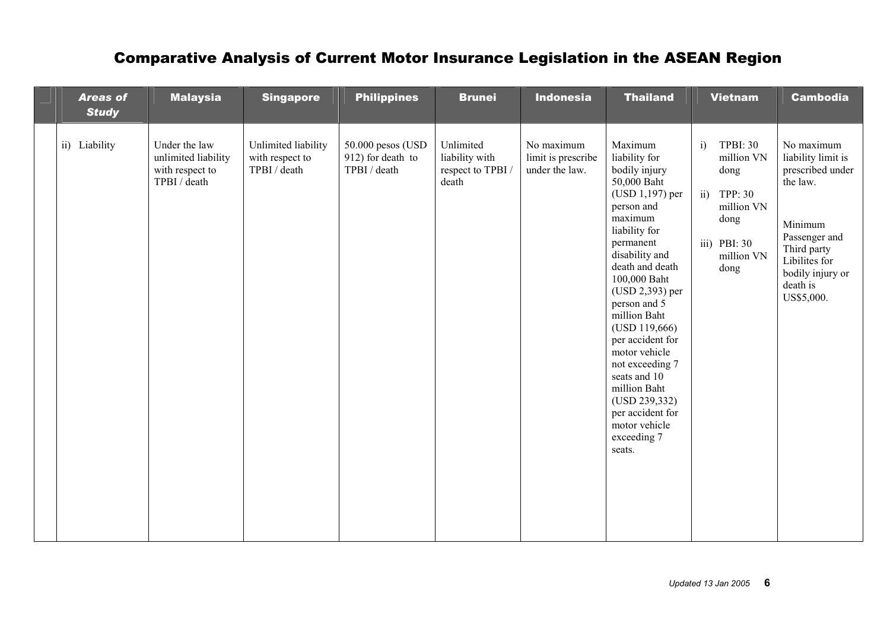# Comparative Analysis of Current Motor Insurance Legislation in the ASEAN Region

| Areas of Study | Malaysia | Singapore | Philippines | Brunei | Indonesia | Thailand | Vietnam | Cambodia |
|---|---|---|---|---|---|---|---|---|
| ii) Liability | Under the law unlimited liability with respect to TPBI / death | Unlimited liability with respect to TPBI / death | 50.000 pesos (USD 912) for death to TPBI / death | Unlimited liability with respect to TPBI / death | No maximum limit is prescribe under the law. | Maximum liability for bodily injury 50,000 Baht (USD 1,197) per person and maximum liability for permanent disability and death and death 100,000 Baht (USD 2,393) per person and 5 million Baht (USD 119,666) per accident for motor vehicle not exceeding 7 seats and 10 million Baht (USD 239,332) per accident for motor vehicle exceeding 7 seats. | i) TPBI: 30 million VN dong<br>ii) TPP: 30 million VN dong<br>iii) PBI: 30 million VN dong | No maximum liability limit is prescribed under the law.<br><br>Minimum Passenger and Third party Libilites for bodily injury or death is US$5,000. |

*Updated 13 Jan 2005*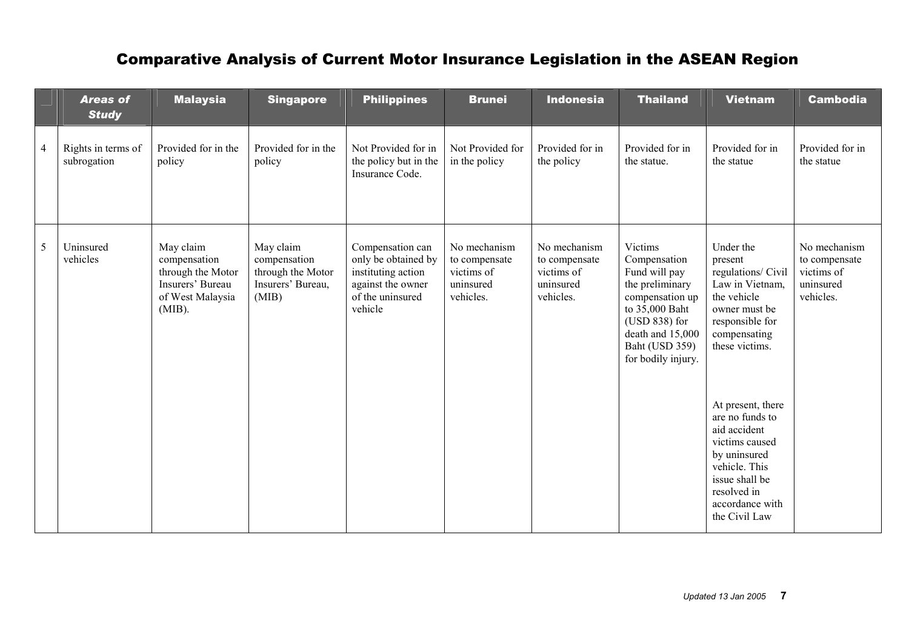# Comparative Analysis of Current Motor Insurance Legislation in the ASEAN Region

| | *Areas of Study* | Malaysia | Singapore | Philippines | Brunei | Indonesia | Thailand | Vietnam | Cambodia |
|---|---|---|---|---|---|---|---|---|---|
| 4 | Rights in terms of subrogation | Provided for in the policy | Provided for in the policy | Not Provided for in the policy but in the Insurance Code. | Not Provided for in the policy | Provided for in the policy | Provided for in the statue. | Provided for in the statue | Provided for in the statue |
| 5 | Uninsured vehicles | May claim compensation through the Motor Insurers' Bureau of West Malaysia (MIB). | May claim compensation through the Motor Insurers' Bureau, (MIB) | Compensation can only be obtained by instituting action against the owner of the uninsured vehicle | No mechanism to compensate victims of uninsured vehicles. | No mechanism to compensate victims of uninsured vehicles. | Victims Compensation Fund will pay the preliminary compensation up to 35,000 Baht (USD 838) for death and 15,000 Baht (USD 359) for bodily injury. | Under the present regulations/ Civil Law in Vietnam, the vehicle owner must be responsible for compensating these victims.<br><br>At present, there are no funds to aid accident victims caused by uninsured vehicle. This issue shall be resolved in accordance with the Civil Law | No mechanism to compensate victims of uninsured vehicles. |

*Updated 13 Jan 2005*